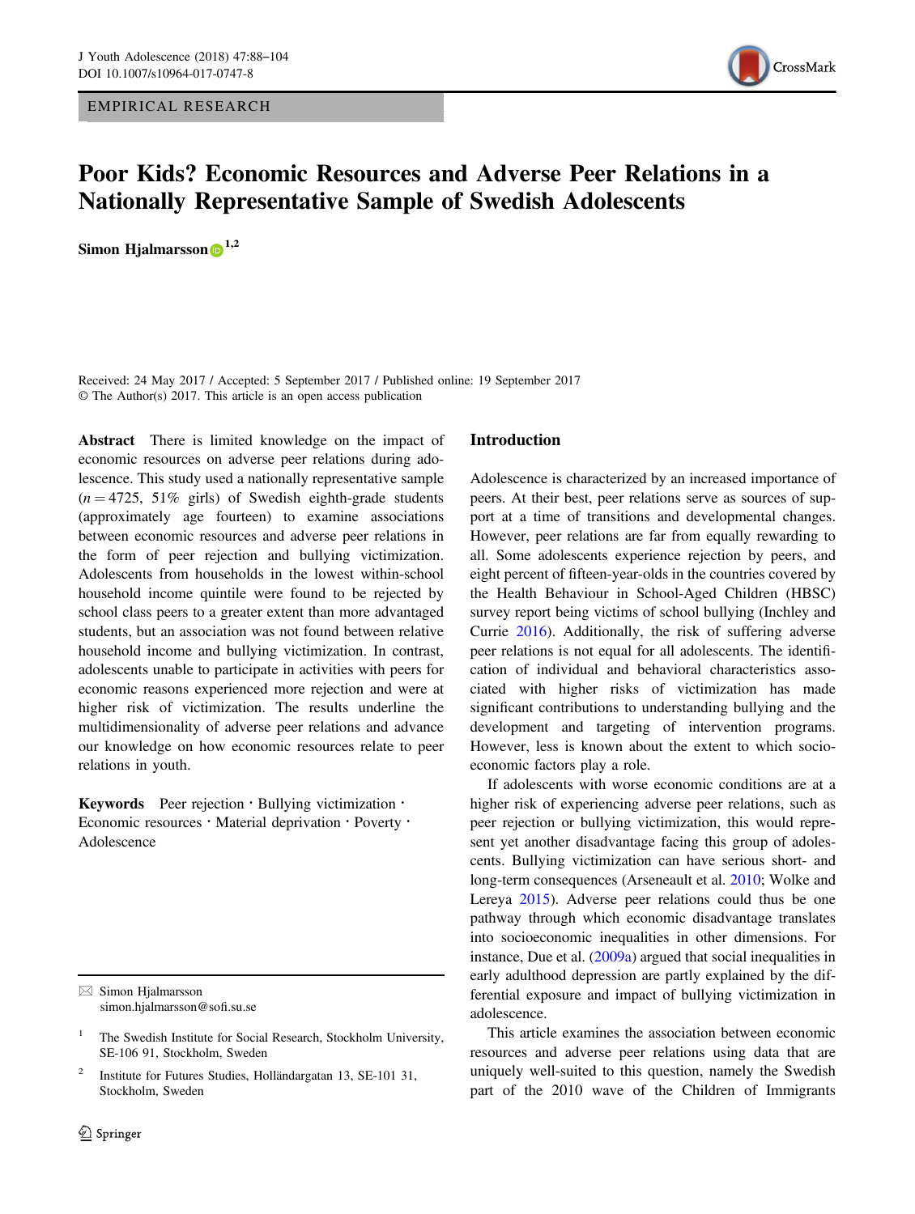EMPIRICAL RESEARCH

# Poor Kids? Economic Resources and Adverse Peer Relations in a Nationally Representative Sample of Swedish Adolescents

**Simon Hjalmarsson**[1,2]

Received: 24 May 2017 / Accepted: 5 September 2017 / Published online: 19 September 2017
© The Author(s) 2017. This article is an open access publication

**Abstract** There is limited knowledge on the impact of economic resources on adverse peer relations during adolescence. This study used a nationally representative sample ($n = 4725$, 51% girls) of Swedish eighth-grade students (approximately age fourteen) to examine associations between economic resources and adverse peer relations in the form of peer rejection and bullying victimization. Adolescents from households in the lowest within-school household income quintile were found to be rejected by school class peers to a greater extent than more advantaged students, but an association was not found between relative household income and bullying victimization. In contrast, adolescents unable to participate in activities with peers for economic reasons experienced more rejection and were at higher risk of victimization. The results underline the multidimensionality of adverse peer relations and advance our knowledge on how economic resources relate to peer relations in youth.

**Keywords** Peer rejection · Bullying victimization · Economic resources · Material deprivation · Poverty · Adolescence

✉ Simon Hjalmarsson
simon.hjalmarsson@sofi.su.se

[1] The Swedish Institute for Social Research, Stockholm University, SE-106 91, Stockholm, Sweden

[2] Institute for Futures Studies, Holländargatan 13, SE-101 31, Stockholm, Sweden

## Introduction

Adolescence is characterized by an increased importance of peers. At their best, peer relations serve as sources of support at a time of transitions and developmental changes. However, peer relations are far from equally rewarding to all. Some adolescents experience rejection by peers, and eight percent of fifteen-year-olds in the countries covered by the Health Behaviour in School-Aged Children (HBSC) survey report being victims of school bullying (Inchley and Currie 2016). Additionally, the risk of suffering adverse peer relations is not equal for all adolescents. The identification of individual and behavioral characteristics associated with higher risks of victimization has made significant contributions to understanding bullying and the development and targeting of intervention programs. However, less is known about the extent to which socioeconomic factors play a role.

If adolescents with worse economic conditions are at a higher risk of experiencing adverse peer relations, such as peer rejection or bullying victimization, this would represent yet another disadvantage facing this group of adolescents. Bullying victimization can have serious short- and long-term consequences (Arseneault et al. 2010; Wolke and Lereya 2015). Adverse peer relations could thus be one pathway through which economic disadvantage translates into socioeconomic inequalities in other dimensions. For instance, Due et al. (2009a) argued that social inequalities in early adulthood depression are partly explained by the differential exposure and impact of bullying victimization in adolescence.

This article examines the association between economic resources and adverse peer relations using data that are uniquely well-suited to this question, namely the Swedish part of the 2010 wave of the Children of Immigrants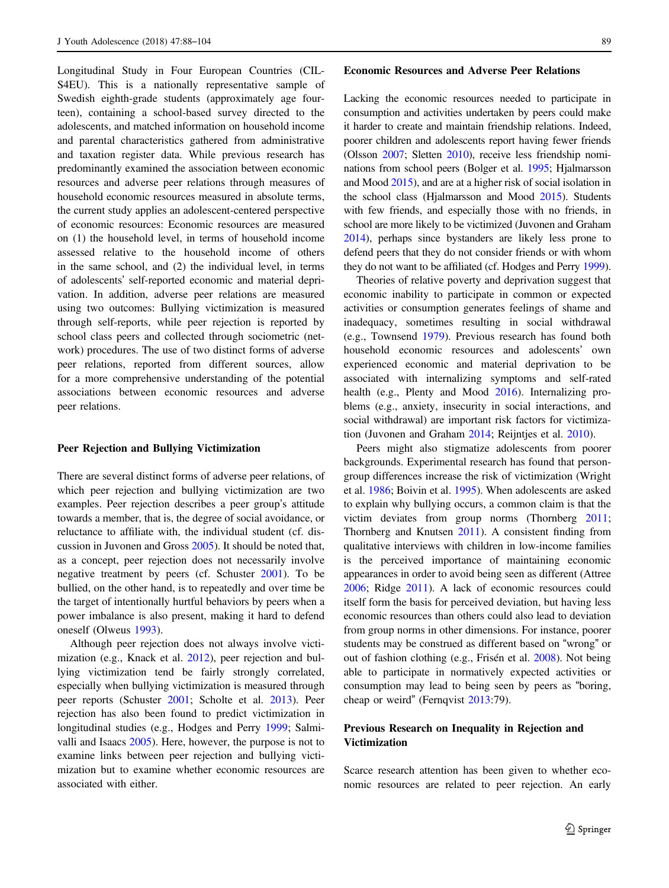Longitudinal Study in Four European Countries (CILS4EU). This is a nationally representative sample of Swedish eighth-grade students (approximately age fourteen), containing a school-based survey directed to the adolescents, and matched information on household income and parental characteristics gathered from administrative and taxation register data. While previous research has predominantly examined the association between economic resources and adverse peer relations through measures of household economic resources measured in absolute terms, the current study applies an adolescent-centered perspective of economic resources: Economic resources are measured on (1) the household level, in terms of household income assessed relative to the household income of others in the same school, and (2) the individual level, in terms of adolescents' self-reported economic and material deprivation. In addition, adverse peer relations are measured using two outcomes: Bullying victimization is measured through self-reports, while peer rejection is reported by school class peers and collected through sociometric (network) procedures. The use of two distinct forms of adverse peer relations, reported from different sources, allow for a more comprehensive understanding of the potential associations between economic resources and adverse peer relations.

## Peer Rejection and Bullying Victimization

There are several distinct forms of adverse peer relations, of which peer rejection and bullying victimization are two examples. Peer rejection describes a peer group's attitude towards a member, that is, the degree of social avoidance, or reluctance to affiliate with, the individual student (cf. discussion in Juvonen and Gross 2005). It should be noted that, as a concept, peer rejection does not necessarily involve negative treatment by peers (cf. Schuster 2001). To be bullied, on the other hand, is to repeatedly and over time be the target of intentionally hurtful behaviors by peers when a power imbalance is also present, making it hard to defend oneself (Olweus 1993).

Although peer rejection does not always involve victimization (e.g., Knack et al. 2012), peer rejection and bullying victimization tend be fairly strongly correlated, especially when bullying victimization is measured through peer reports (Schuster 2001; Scholte et al. 2013). Peer rejection has also been found to predict victimization in longitudinal studies (e.g., Hodges and Perry 1999; Salmivalli and Isaacs 2005). Here, however, the purpose is not to examine links between peer rejection and bullying victimization but to examine whether economic resources are associated with either.

## Economic Resources and Adverse Peer Relations

Lacking the economic resources needed to participate in consumption and activities undertaken by peers could make it harder to create and maintain friendship relations. Indeed, poorer children and adolescents report having fewer friends (Olsson 2007; Sletten 2010), receive less friendship nominations from school peers (Bolger et al. 1995; Hjalmarsson and Mood 2015), and are at a higher risk of social isolation in the school class (Hjalmarsson and Mood 2015). Students with few friends, and especially those with no friends, in school are more likely to be victimized (Juvonen and Graham 2014), perhaps since bystanders are likely less prone to defend peers that they do not consider friends or with whom they do not want to be affiliated (cf. Hodges and Perry 1999).

Theories of relative poverty and deprivation suggest that economic inability to participate in common or expected activities or consumption generates feelings of shame and inadequacy, sometimes resulting in social withdrawal (e.g., Townsend 1979). Previous research has found both household economic resources and adolescents' own experienced economic and material deprivation to be associated with internalizing symptoms and self-rated health (e.g., Plenty and Mood 2016). Internalizing problems (e.g., anxiety, insecurity in social interactions, and social withdrawal) are important risk factors for victimization (Juvonen and Graham 2014; Reijntjes et al. 2010).

Peers might also stigmatize adolescents from poorer backgrounds. Experimental research has found that person-group differences increase the risk of victimization (Wright et al. 1986; Boivin et al. 1995). When adolescents are asked to explain why bullying occurs, a common claim is that the victim deviates from group norms (Thornberg 2011; Thornberg and Knutsen 2011). A consistent finding from qualitative interviews with children in low-income families is the perceived importance of maintaining economic appearances in order to avoid being seen as different (Attree 2006; Ridge 2011). A lack of economic resources could itself form the basis for perceived deviation, but having less economic resources than others could also lead to deviation from group norms in other dimensions. For instance, poorer students may be construed as different based on "wrong" or out of fashion clothing (e.g., Frisén et al. 2008). Not being able to participate in normatively expected activities or consumption may lead to being seen by peers as "boring, cheap or weird" (Fernqvist 2013:79).

## Previous Research on Inequality in Rejection and Victimization

Scarce research attention has been given to whether economic resources are related to peer rejection. An early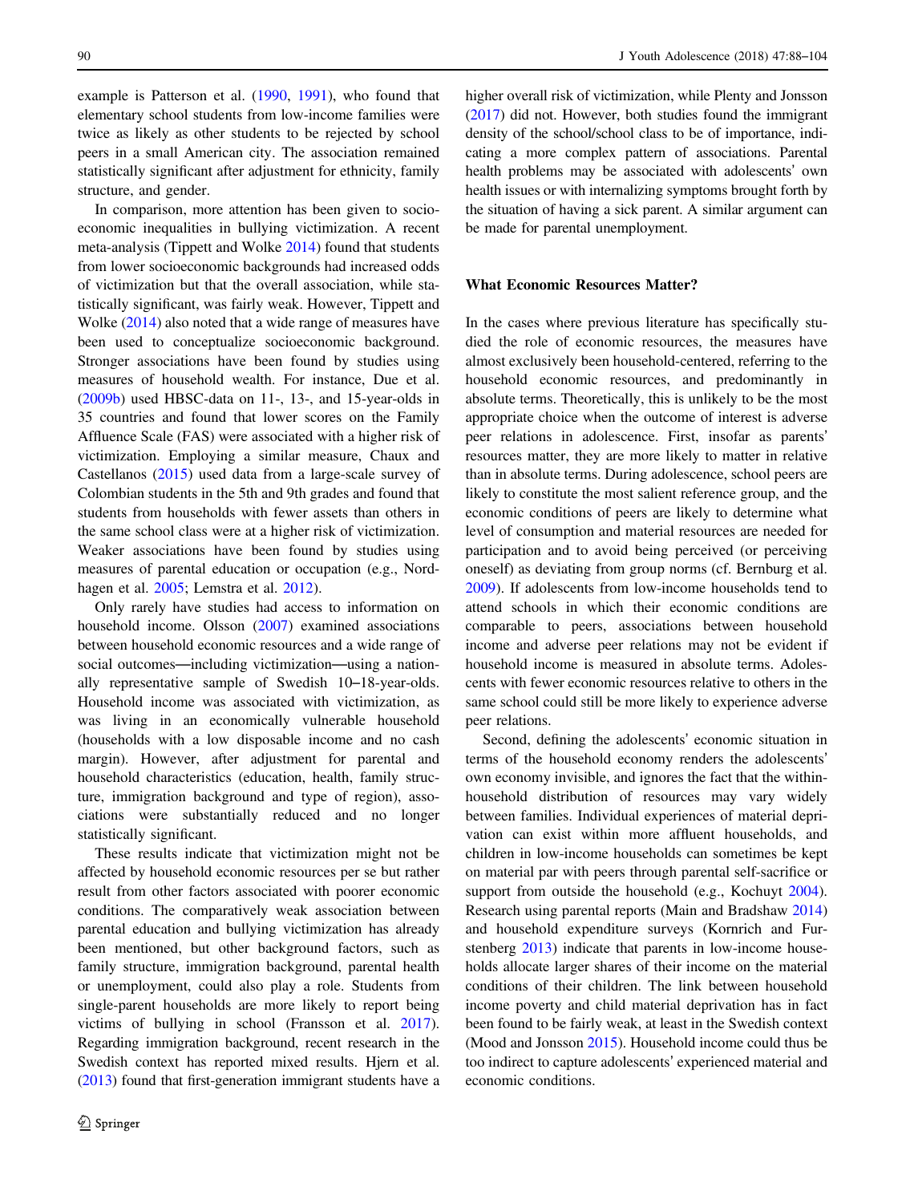example is Patterson et al. (1990, 1991), who found that elementary school students from low-income families were twice as likely as other students to be rejected by school peers in a small American city. The association remained statistically significant after adjustment for ethnicity, family structure, and gender.

In comparison, more attention has been given to socioeconomic inequalities in bullying victimization. A recent meta-analysis (Tippett and Wolke 2014) found that students from lower socioeconomic backgrounds had increased odds of victimization but that the overall association, while statistically significant, was fairly weak. However, Tippett and Wolke (2014) also noted that a wide range of measures have been used to conceptualize socioeconomic background. Stronger associations have been found by studies using measures of household wealth. For instance, Due et al. (2009b) used HBSC-data on 11-, 13-, and 15-year-olds in 35 countries and found that lower scores on the Family Affluence Scale (FAS) were associated with a higher risk of victimization. Employing a similar measure, Chaux and Castellanos (2015) used data from a large-scale survey of Colombian students in the 5th and 9th grades and found that students from households with fewer assets than others in the same school class were at a higher risk of victimization. Weaker associations have been found by studies using measures of parental education or occupation (e.g., Nordhagen et al. 2005; Lemstra et al. 2012).

Only rarely have studies had access to information on household income. Olsson (2007) examined associations between household economic resources and a wide range of social outcomes—including victimization—using a nationally representative sample of Swedish 10–18-year-olds. Household income was associated with victimization, as was living in an economically vulnerable household (households with a low disposable income and no cash margin). However, after adjustment for parental and household characteristics (education, health, family structure, immigration background and type of region), associations were substantially reduced and no longer statistically significant.

These results indicate that victimization might not be affected by household economic resources per se but rather result from other factors associated with poorer economic conditions. The comparatively weak association between parental education and bullying victimization has already been mentioned, but other background factors, such as family structure, immigration background, parental health or unemployment, could also play a role. Students from single-parent households are more likely to report being victims of bullying in school (Fransson et al. 2017). Regarding immigration background, recent research in the Swedish context has reported mixed results. Hjern et al. (2013) found that first-generation immigrant students have a higher overall risk of victimization, while Plenty and Jonsson (2017) did not. However, both studies found the immigrant density of the school/school class to be of importance, indicating a more complex pattern of associations. Parental health problems may be associated with adolescents' own health issues or with internalizing symptoms brought forth by the situation of having a sick parent. A similar argument can be made for parental unemployment.

## What Economic Resources Matter?

In the cases where previous literature has specifically studied the role of economic resources, the measures have almost exclusively been household-centered, referring to the household economic resources, and predominantly in absolute terms. Theoretically, this is unlikely to be the most appropriate choice when the outcome of interest is adverse peer relations in adolescence. First, insofar as parents' resources matter, they are more likely to matter in relative than in absolute terms. During adolescence, school peers are likely to constitute the most salient reference group, and the economic conditions of peers are likely to determine what level of consumption and material resources are needed for participation and to avoid being perceived (or perceiving oneself) as deviating from group norms (cf. Bernburg et al. 2009). If adolescents from low-income households tend to attend schools in which their economic conditions are comparable to peers, associations between household income and adverse peer relations may not be evident if household income is measured in absolute terms. Adolescents with fewer economic resources relative to others in the same school could still be more likely to experience adverse peer relations.

Second, defining the adolescents' economic situation in terms of the household economy renders the adolescents' own economy invisible, and ignores the fact that the within-household distribution of resources may vary widely between families. Individual experiences of material deprivation can exist within more affluent households, and children in low-income households can sometimes be kept on material par with peers through parental self-sacrifice or support from outside the household (e.g., Kochuyt 2004). Research using parental reports (Main and Bradshaw 2014) and household expenditure surveys (Kornrich and Furstenberg 2013) indicate that parents in low-income households allocate larger shares of their income on the material conditions of their children. The link between household income poverty and child material deprivation has in fact been found to be fairly weak, at least in the Swedish context (Mood and Jonsson 2015). Household income could thus be too indirect to capture adolescents' experienced material and economic conditions.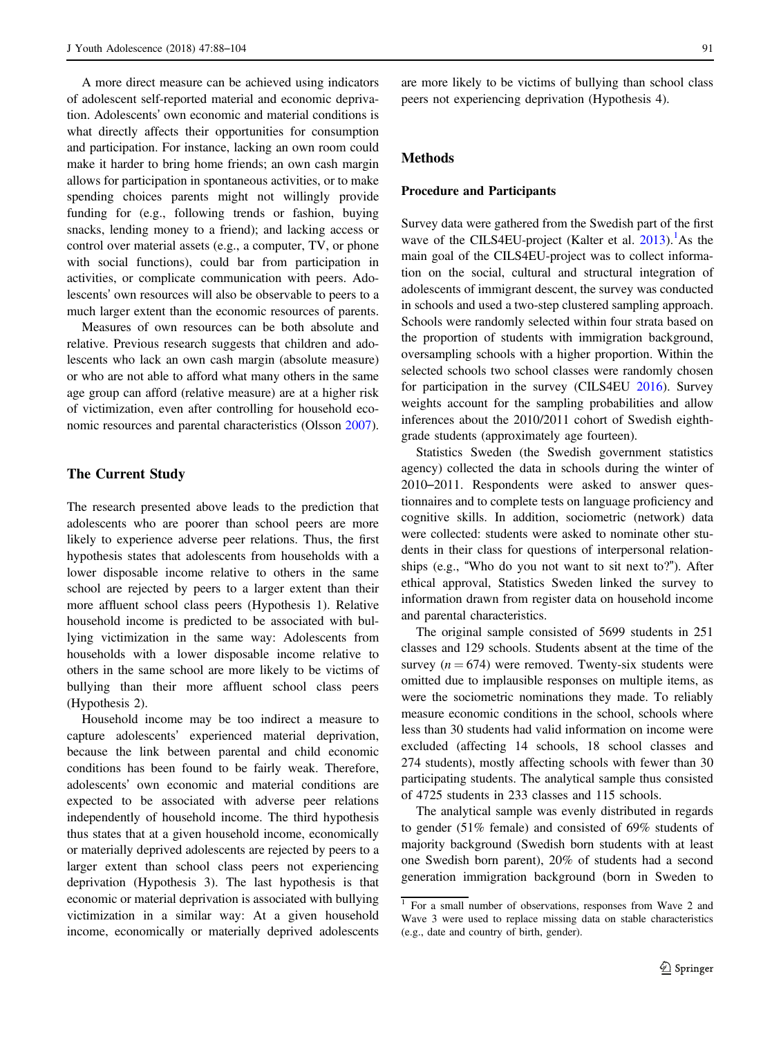A more direct measure can be achieved using indicators of adolescent self-reported material and economic deprivation. Adolescents' own economic and material conditions is what directly affects their opportunities for consumption and participation. For instance, lacking an own room could make it harder to bring home friends; an own cash margin allows for participation in spontaneous activities, or to make spending choices parents might not willingly provide funding for (e.g., following trends or fashion, buying snacks, lending money to a friend); and lacking access or control over material assets (e.g., a computer, TV, or phone with social functions), could bar from participation in activities, or complicate communication with peers. Adolescents' own resources will also be observable to peers to a much larger extent than the economic resources of parents.

Measures of own resources can be both absolute and relative. Previous research suggests that children and adolescents who lack an own cash margin (absolute measure) or who are not able to afford what many others in the same age group can afford (relative measure) are at a higher risk of victimization, even after controlling for household economic resources and parental characteristics (Olsson 2007).

## The Current Study

The research presented above leads to the prediction that adolescents who are poorer than school peers are more likely to experience adverse peer relations. Thus, the first hypothesis states that adolescents from households with a lower disposable income relative to others in the same school are rejected by peers to a larger extent than their more affluent school class peers (Hypothesis 1). Relative household income is predicted to be associated with bullying victimization in the same way: Adolescents from households with a lower disposable income relative to others in the same school are more likely to be victims of bullying than their more affluent school class peers (Hypothesis 2).

Household income may be too indirect a measure to capture adolescents' experienced material deprivation, because the link between parental and child economic conditions has been found to be fairly weak. Therefore, adolescents' own economic and material conditions are expected to be associated with adverse peer relations independently of household income. The third hypothesis thus states that at a given household income, economically or materially deprived adolescents are rejected by peers to a larger extent than school class peers not experiencing deprivation (Hypothesis 3). The last hypothesis is that economic or material deprivation is associated with bullying victimization in a similar way: At a given household income, economically or materially deprived adolescents are more likely to be victims of bullying than school class peers not experiencing deprivation (Hypothesis 4).

## Methods

### Procedure and Participants

Survey data were gathered from the Swedish part of the first wave of the CILS4EU-project (Kalter et al. 2013).[1] As the main goal of the CILS4EU-project was to collect information on the social, cultural and structural integration of adolescents of immigrant descent, the survey was conducted in schools and used a two-step clustered sampling approach. Schools were randomly selected within four strata based on the proportion of students with immigration background, oversampling schools with a higher proportion. Within the selected schools two school classes were randomly chosen for participation in the survey (CILS4EU 2016). Survey weights account for the sampling probabilities and allow inferences about the 2010/2011 cohort of Swedish eighth-grade students (approximately age fourteen).

Statistics Sweden (the Swedish government statistics agency) collected the data in schools during the winter of 2010–2011. Respondents were asked to answer questionnaires and to complete tests on language proficiency and cognitive skills. In addition, sociometric (network) data were collected: students were asked to nominate other students in their class for questions of interpersonal relationships (e.g., "Who do you not want to sit next to?"). After ethical approval, Statistics Sweden linked the survey to information drawn from register data on household income and parental characteristics.

The original sample consisted of 5699 students in 251 classes and 129 schools. Students absent at the time of the survey ($n = 674$) were removed. Twenty-six students were omitted due to implausible responses on multiple items, as were the sociometric nominations they made. To reliably measure economic conditions in the school, schools where less than 30 students had valid information on income were excluded (affecting 14 schools, 18 school classes and 274 students), mostly affecting schools with fewer than 30 participating students. The analytical sample thus consisted of 4725 students in 233 classes and 115 schools.

The analytical sample was evenly distributed in regards to gender (51% female) and consisted of 69% students of majority background (Swedish born students with at least one Swedish born parent), 20% of students had a second generation immigration background (born in Sweden to

[1] For a small number of observations, responses from Wave 2 and Wave 3 were used to replace missing data on stable characteristics (e.g., date and country of birth, gender).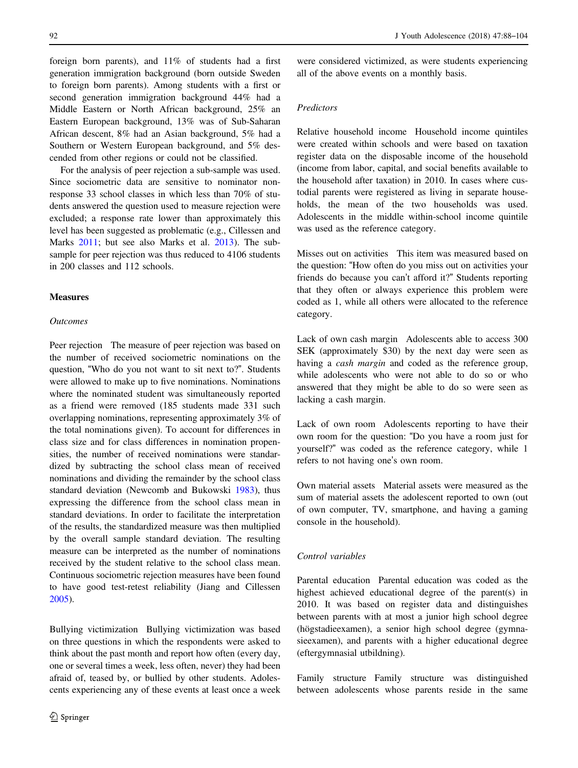foreign born parents), and 11% of students had a first generation immigration background (born outside Sweden to foreign born parents). Among students with a first or second generation immigration background 44% had a Middle Eastern or North African background, 25% an Eastern European background, 13% was of Sub-Saharan African descent, 8% had an Asian background, 5% had a Southern or Western European background, and 5% descended from other regions or could not be classified.

For the analysis of peer rejection a sub-sample was used. Since sociometric data are sensitive to nominator non-response 33 school classes in which less than 70% of students answered the question used to measure rejection were excluded; a response rate lower than approximately this level has been suggested as problematic (e.g., Cillessen and Marks 2011; but see also Marks et al. 2013). The sub-sample for peer rejection was thus reduced to 4106 students in 200 classes and 112 schools.

## Measures

### *Outcomes*

Peer rejection The measure of peer rejection was based on the number of received sociometric nominations on the question, "Who do you not want to sit next to?". Students were allowed to make up to five nominations. Nominations where the nominated student was simultaneously reported as a friend were removed (185 students made 331 such overlapping nominations, representing approximately 3% of the total nominations given). To account for differences in class size and for class differences in nomination propensities, the number of received nominations were standardized by subtracting the school class mean of received nominations and dividing the remainder by the school class standard deviation (Newcomb and Bukowski 1983), thus expressing the difference from the school class mean in standard deviations. In order to facilitate the interpretation of the results, the standardized measure was then multiplied by the overall sample standard deviation. The resulting measure can be interpreted as the number of nominations received by the student relative to the school class mean. Continuous sociometric rejection measures have been found to have good test-retest reliability (Jiang and Cillessen 2005).

Bullying victimization Bullying victimization was based on three questions in which the respondents were asked to think about the past month and report how often (every day, one or several times a week, less often, never) they had been afraid of, teased by, or bullied by other students. Adolescents experiencing any of these events at least once a week were considered victimized, as were students experiencing all of the above events on a monthly basis.

### *Predictors*

Relative household income Household income quintiles were created within schools and were based on taxation register data on the disposable income of the household (income from labor, capital, and social benefits available to the household after taxation) in 2010. In cases where custodial parents were registered as living in separate households, the mean of the two households was used. Adolescents in the middle within-school income quintile was used as the reference category.

Misses out on activities This item was measured based on the question: "How often do you miss out on activities your friends do because you can't afford it?" Students reporting that they often or always experience this problem were coded as 1, while all others were allocated to the reference category.

Lack of own cash margin Adolescents able to access 300 SEK (approximately $30) by the next day were seen as having a *cash margin* and coded as the reference group, while adolescents who were not able to do so or who answered that they might be able to do so were seen as lacking a cash margin.

Lack of own room Adolescents reporting to have their own room for the question: "Do you have a room just for yourself?" was coded as the reference category, while 1 refers to not having one's own room.

Own material assets Material assets were measured as the sum of material assets the adolescent reported to own (out of own computer, TV, smartphone, and having a gaming console in the household).

### *Control variables*

Parental education Parental education was coded as the highest achieved educational degree of the parent(s) in 2010. It was based on register data and distinguishes between parents with at most a junior high school degree (högstadieexamen), a senior high school degree (gymnasieexamen), and parents with a higher educational degree (eftergymnasial utbildning).

Family structure Family structure was distinguished between adolescents whose parents reside in the same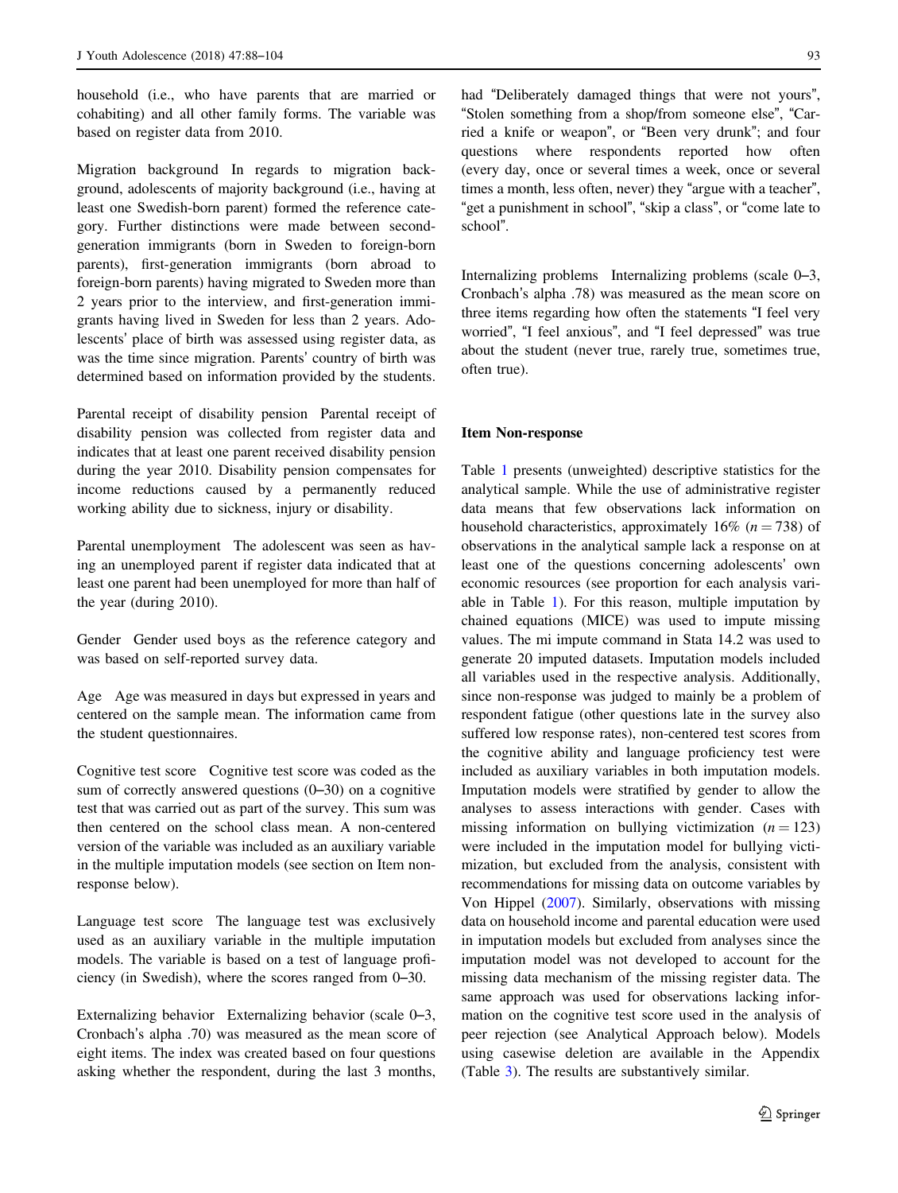household (i.e., who have parents that are married or cohabiting) and all other family forms. The variable was based on register data from 2010.

Migration background In regards to migration background, adolescents of majority background (i.e., having at least one Swedish-born parent) formed the reference category. Further distinctions were made between second-generation immigrants (born in Sweden to foreign-born parents), first-generation immigrants (born abroad to foreign-born parents) having migrated to Sweden more than 2 years prior to the interview, and first-generation immigrants having lived in Sweden for less than 2 years. Adolescents' place of birth was assessed using register data, as was the time since migration. Parents' country of birth was determined based on information provided by the students.

Parental receipt of disability pension Parental receipt of disability pension was collected from register data and indicates that at least one parent received disability pension during the year 2010. Disability pension compensates for income reductions caused by a permanently reduced working ability due to sickness, injury or disability.

Parental unemployment The adolescent was seen as having an unemployed parent if register data indicated that at least one parent had been unemployed for more than half of the year (during 2010).

Gender Gender used boys as the reference category and was based on self-reported survey data.

Age Age was measured in days but expressed in years and centered on the sample mean. The information came from the student questionnaires.

Cognitive test score Cognitive test score was coded as the sum of correctly answered questions (0–30) on a cognitive test that was carried out as part of the survey. This sum was then centered on the school class mean. A non-centered version of the variable was included as an auxiliary variable in the multiple imputation models (see section on Item non-response below).

Language test score The language test was exclusively used as an auxiliary variable in the multiple imputation models. The variable is based on a test of language proficiency (in Swedish), where the scores ranged from 0–30.

Externalizing behavior Externalizing behavior (scale 0–3, Cronbach's alpha .70) was measured as the mean score of eight items. The index was created based on four questions asking whether the respondent, during the last 3 months, had "Deliberately damaged things that were not yours", "Stolen something from a shop/from someone else", "Carried a knife or weapon", or "Been very drunk"; and four questions where respondents reported how often (every day, once or several times a week, once or several times a month, less often, never) they "argue with a teacher", "get a punishment in school", "skip a class", or "come late to school".

Internalizing problems Internalizing problems (scale 0–3, Cronbach's alpha .78) was measured as the mean score on three items regarding how often the statements "I feel very worried", "I feel anxious", and "I feel depressed" was true about the student (never true, rarely true, sometimes true, often true).

### Item Non-response

Table 1 presents (unweighted) descriptive statistics for the analytical sample. While the use of administrative register data means that few observations lack information on household characteristics, approximately 16% ($n = 738$) of observations in the analytical sample lack a response on at least one of the questions concerning adolescents' own economic resources (see proportion for each analysis variable in Table 1). For this reason, multiple imputation by chained equations (MICE) was used to impute missing values. The mi impute command in Stata 14.2 was used to generate 20 imputed datasets. Imputation models included all variables used in the respective analysis. Additionally, since non-response was judged to mainly be a problem of respondent fatigue (other questions late in the survey also suffered low response rates), non-centered test scores from the cognitive ability and language proficiency test were included as auxiliary variables in both imputation models. Imputation models were stratified by gender to allow the analyses to assess interactions with gender. Cases with missing information on bullying victimization ($n = 123$) were included in the imputation model for bullying victimization, but excluded from the analysis, consistent with recommendations for missing data on outcome variables by Von Hippel (2007). Similarly, observations with missing data on household income and parental education were used in imputation models but excluded from analyses since the imputation model was not developed to account for the missing data mechanism of the missing register data. The same approach was used for observations lacking information on the cognitive test score used in the analysis of peer rejection (see Analytical Approach below). Models using casewise deletion are available in the Appendix (Table 3). The results are substantively similar.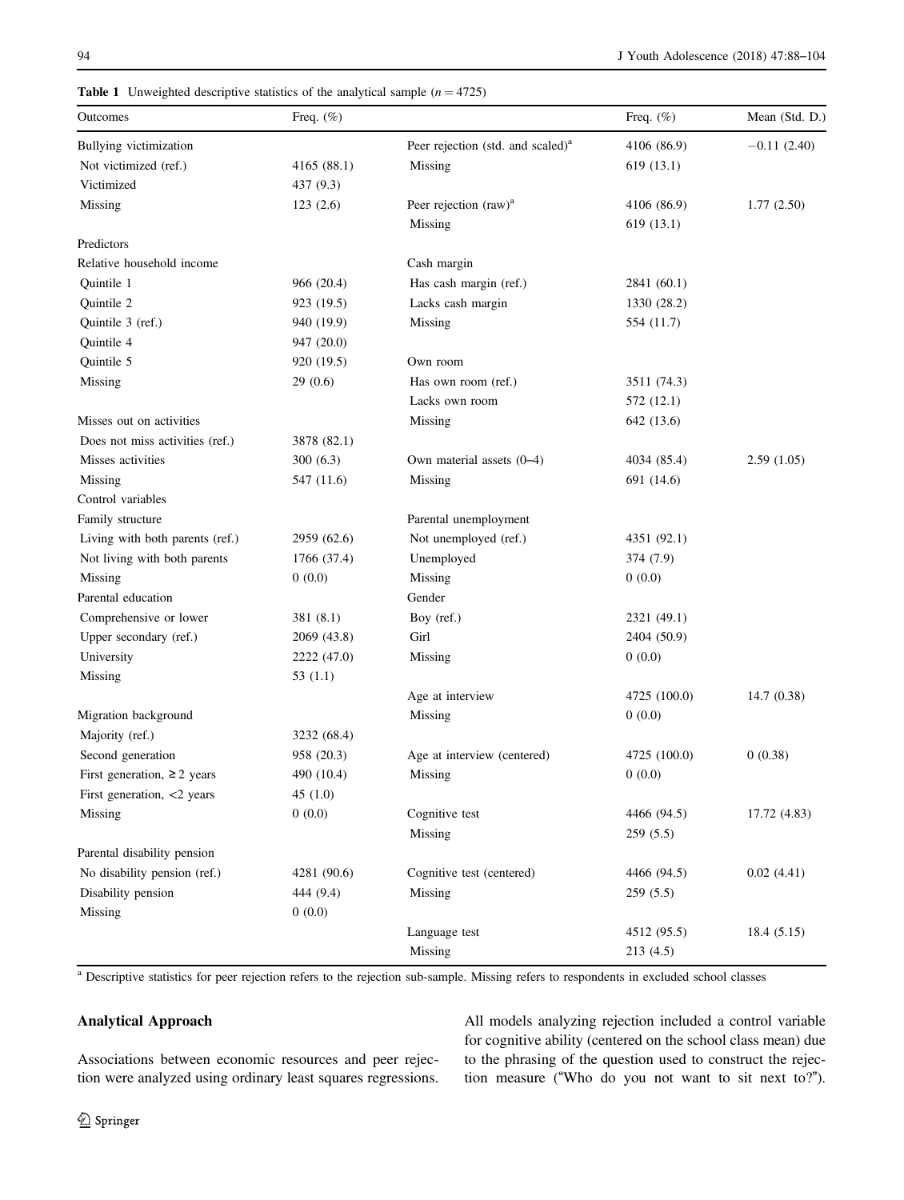**Table 1** Unweighted descriptive statistics of the analytical sample ($n = 4725$)

| Outcomes | Freq. (%) | | Freq. (%) | Mean (Std. D.) |
|---|---|---|---|---|
| Bullying victimization | | Peer rejection (std. and scaled)[a] | 4106 (86.9) | −0.11 (2.40) |
| Not victimized (ref.) | 4165 (88.1) | Missing | 619 (13.1) | |
| Victimized | 437 (9.3) | | | |
| Missing | 123 (2.6) | Peer rejection (raw)[a] | 4106 (86.9) | 1.77 (2.50) |
| | | Missing | 619 (13.1) | |
| Predictors | | | | |
| Relative household income | | Cash margin | | |
| Quintile 1 | 966 (20.4) | Has cash margin (ref.) | 2841 (60.1) | |
| Quintile 2 | 923 (19.5) | Lacks cash margin | 1330 (28.2) | |
| Quintile 3 (ref.) | 940 (19.9) | Missing | 554 (11.7) | |
| Quintile 4 | 947 (20.0) | | | |
| Quintile 5 | 920 (19.5) | Own room | | |
| Missing | 29 (0.6) | Has own room (ref.) | 3511 (74.3) | |
| | | Lacks own room | 572 (12.1) | |
| Misses out on activities | | Missing | 642 (13.6) | |
| Does not miss activities (ref.) | 3878 (82.1) | | | |
| Misses activities | 300 (6.3) | Own material assets (0–4) | 4034 (85.4) | 2.59 (1.05) |
| Missing | 547 (11.6) | Missing | 691 (14.6) | |
| Control variables | | | | |
| Family structure | | Parental unemployment | | |
| Living with both parents (ref.) | 2959 (62.6) | Not unemployed (ref.) | 4351 (92.1) | |
| Not living with both parents | 1766 (37.4) | Unemployed | 374 (7.9) | |
| Missing | 0 (0.0) | Missing | 0 (0.0) | |
| Parental education | | Gender | | |
| Comprehensive or lower | 381 (8.1) | Boy (ref.) | 2321 (49.1) | |
| Upper secondary (ref.) | 2069 (43.8) | Girl | 2404 (50.9) | |
| University | 2222 (47.0) | Missing | 0 (0.0) | |
| Missing | 53 (1.1) | | | |
| | | Age at interview | 4725 (100.0) | 14.7 (0.38) |
| Migration background | | Missing | 0 (0.0) | |
| Majority (ref.) | 3232 (68.4) | | | |
| Second generation | 958 (20.3) | Age at interview (centered) | 4725 (100.0) | 0 (0.38) |
| First generation, ≥ 2 years | 490 (10.4) | Missing | 0 (0.0) | |
| First generation, <2 years | 45 (1.0) | | | |
| Missing | 0 (0.0) | Cognitive test | 4466 (94.5) | 17.72 (4.83) |
| | | Missing | 259 (5.5) | |
| Parental disability pension | | | | |
| No disability pension (ref.) | 4281 (90.6) | Cognitive test (centered) | 4466 (94.5) | 0.02 (4.41) |
| Disability pension | 444 (9.4) | Missing | 259 (5.5) | |
| Missing | 0 (0.0) | | | |
| | | Language test | 4512 (95.5) | 18.4 (5.15) |
| | | Missing | 213 (4.5) | |

[a] Descriptive statistics for peer rejection refers to the rejection sub-sample. Missing refers to respondents in excluded school classes

### Analytical Approach

Associations between economic resources and peer rejection were analyzed using ordinary least squares regressions. All models analyzing rejection included a control variable for cognitive ability (centered on the school class mean) due to the phrasing of the question used to construct the rejection measure ("Who do you not want to sit next to?").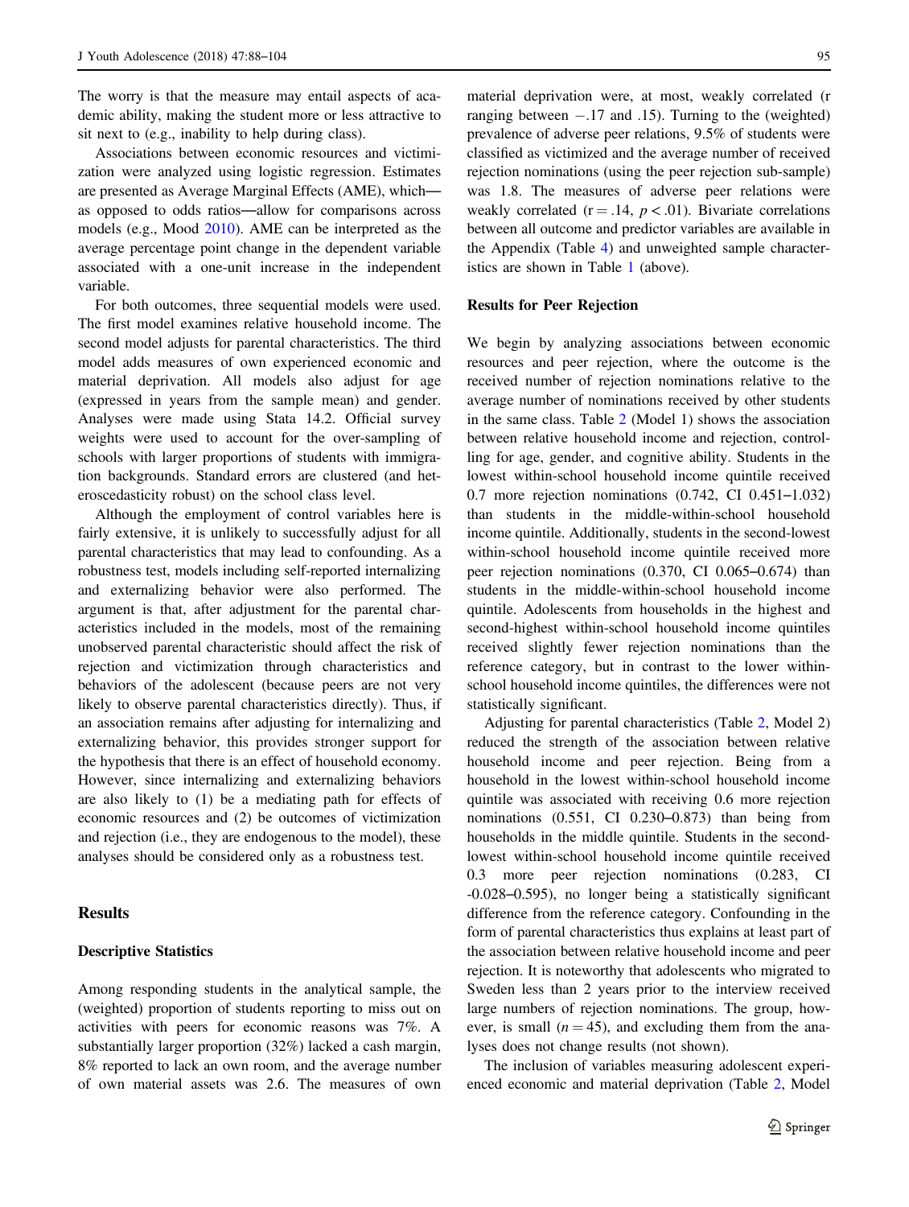The worry is that the measure may entail aspects of academic ability, making the student more or less attractive to sit next to (e.g., inability to help during class).

Associations between economic resources and victimization were analyzed using logistic regression. Estimates are presented as Average Marginal Effects (AME), which—as opposed to odds ratios—allow for comparisons across models (e.g., Mood 2010). AME can be interpreted as the average percentage point change in the dependent variable associated with a one-unit increase in the independent variable.

For both outcomes, three sequential models were used. The first model examines relative household income. The second model adjusts for parental characteristics. The third model adds measures of own experienced economic and material deprivation. All models also adjust for age (expressed in years from the sample mean) and gender. Analyses were made using Stata 14.2. Official survey weights were used to account for the over-sampling of schools with larger proportions of students with immigration backgrounds. Standard errors are clustered (and heteroscedasticity robust) on the school class level.

Although the employment of control variables here is fairly extensive, it is unlikely to successfully adjust for all parental characteristics that may lead to confounding. As a robustness test, models including self-reported internalizing and externalizing behavior were also performed. The argument is that, after adjustment for the parental characteristics included in the models, most of the remaining unobserved parental characteristic should affect the risk of rejection and victimization through characteristics and behaviors of the adolescent (because peers are not very likely to observe parental characteristics directly). Thus, if an association remains after adjusting for internalizing and externalizing behavior, this provides stronger support for the hypothesis that there is an effect of household economy. However, since internalizing and externalizing behaviors are also likely to (1) be a mediating path for effects of economic resources and (2) be outcomes of victimization and rejection (i.e., they are endogenous to the model), these analyses should be considered only as a robustness test.

## Results

### Descriptive Statistics

Among responding students in the analytical sample, the (weighted) proportion of students reporting to miss out on activities with peers for economic reasons was 7%. A substantially larger proportion (32%) lacked a cash margin, 8% reported to lack an own room, and the average number of own material assets was 2.6. The measures of own material deprivation were, at most, weakly correlated (r ranging between −.17 and .15). Turning to the (weighted) prevalence of adverse peer relations, 9.5% of students were classified as victimized and the average number of received rejection nominations (using the peer rejection sub-sample) was 1.8. The measures of adverse peer relations were weakly correlated ($r = .14$, $p < .01$). Bivariate correlations between all outcome and predictor variables are available in the Appendix (Table 4) and unweighted sample characteristics are shown in Table 1 (above).

### Results for Peer Rejection

We begin by analyzing associations between economic resources and peer rejection, where the outcome is the received number of rejection nominations relative to the average number of nominations received by other students in the same class. Table 2 (Model 1) shows the association between relative household income and rejection, controlling for age, gender, and cognitive ability. Students in the lowest within-school household income quintile received 0.7 more rejection nominations (0.742, CI 0.451–1.032) than students in the middle-within-school household income quintile. Additionally, students in the second-lowest within-school household income quintile received more peer rejection nominations (0.370, CI 0.065–0.674) than students in the middle-within-school household income quintile. Adolescents from households in the highest and second-highest within-school household income quintiles received slightly fewer rejection nominations than the reference category, but in contrast to the lower within-school household income quintiles, the differences were not statistically significant.

Adjusting for parental characteristics (Table 2, Model 2) reduced the strength of the association between relative household income and peer rejection. Being from a household in the lowest within-school household income quintile was associated with receiving 0.6 more rejection nominations (0.551, CI 0.230–0.873) than being from households in the middle quintile. Students in the second-lowest within-school household income quintile received 0.3 more peer rejection nominations (0.283, CI -0.028–0.595), no longer being a statistically significant difference from the reference category. Confounding in the form of parental characteristics thus explains at least part of the association between relative household income and peer rejection. It is noteworthy that adolescents who migrated to Sweden less than 2 years prior to the interview received large numbers of rejection nominations. The group, however, is small ($n = 45$), and excluding them from the analyses does not change results (not shown).

The inclusion of variables measuring adolescent experienced economic and material deprivation (Table 2, Model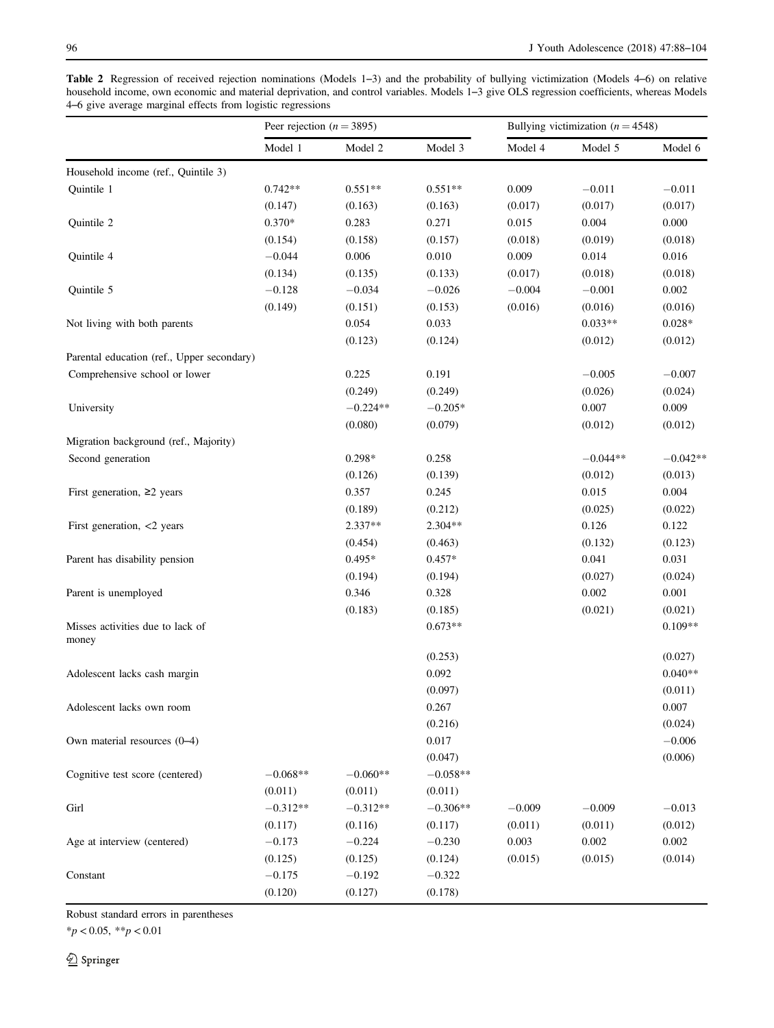**Table 2** Regression of received rejection nominations (Models 1–3) and the probability of bullying victimization (Models 4–6) on relative household income, own economic and material deprivation, and control variables. Models 1–3 give OLS regression coefficients, whereas Models 4–6 give average marginal effects from logistic regressions

| | Peer rejection ($n = 3895$) | | | Bullying victimization ($n = 4548$) | | |
|---|---|---|---|---|---|---|
| | Model 1 | Model 2 | Model 3 | Model 4 | Model 5 | Model 6 |
| Household income (ref., Quintile 3) | | | | | | |
| Quintile 1 | 0.742** | 0.551** | 0.551** | 0.009 | −0.011 | −0.011 |
| | (0.147) | (0.163) | (0.163) | (0.017) | (0.017) | (0.017) |
| Quintile 2 | 0.370* | 0.283 | 0.271 | 0.015 | 0.004 | 0.000 |
| | (0.154) | (0.158) | (0.157) | (0.018) | (0.019) | (0.018) |
| Quintile 4 | −0.044 | 0.006 | 0.010 | 0.009 | 0.014 | 0.016 |
| | (0.134) | (0.135) | (0.133) | (0.017) | (0.018) | (0.018) |
| Quintile 5 | −0.128 | −0.034 | −0.026 | −0.004 | −0.001 | 0.002 |
| | (0.149) | (0.151) | (0.153) | (0.016) | (0.016) | (0.016) |
| Not living with both parents | | 0.054 | 0.033 | | 0.033** | 0.028* |
| | | (0.123) | (0.124) | | (0.012) | (0.012) |
| Parental education (ref., Upper secondary) | | | | | | |
| Comprehensive school or lower | | 0.225 | 0.191 | | −0.005 | −0.007 |
| | | (0.249) | (0.249) | | (0.026) | (0.024) |
| University | | −0.224** | −0.205* | | 0.007 | 0.009 |
| | | (0.080) | (0.079) | | (0.012) | (0.012) |
| Migration background (ref., Majority) | | | | | | |
| Second generation | | 0.298* | 0.258 | | −0.044** | −0.042** |
| | | (0.126) | (0.139) | | (0.012) | (0.013) |
| First generation, ≥2 years | | 0.357 | 0.245 | | 0.015 | 0.004 |
| | | (0.189) | (0.212) | | (0.025) | (0.022) |
| First generation, <2 years | | 2.337** | 2.304** | | 0.126 | 0.122 |
| | | (0.454) | (0.463) | | (0.132) | (0.123) |
| Parent has disability pension | | 0.495* | 0.457* | | 0.041 | 0.031 |
| | | (0.194) | (0.194) | | (0.027) | (0.024) |
| Parent is unemployed | | 0.346 | 0.328 | | 0.002 | 0.001 |
| | | (0.183) | (0.185) | | (0.021) | (0.021) |
| Misses activities due to lack of money | | | 0.673** | | | 0.109** |
| | | | (0.253) | | | (0.027) |
| Adolescent lacks cash margin | | | 0.092 | | | 0.040** |
| | | | (0.097) | | | (0.011) |
| Adolescent lacks own room | | | 0.267 | | | 0.007 |
| | | | (0.216) | | | (0.024) |
| Own material resources (0–4) | | | 0.017 | | | −0.006 |
| | | | (0.047) | | | (0.006) |
| Cognitive test score (centered) | −0.068** | −0.060** | −0.058** | | | |
| | (0.011) | (0.011) | (0.011) | | | |
| Girl | −0.312** | −0.312** | −0.306** | −0.009 | −0.009 | −0.013 |
| | (0.117) | (0.116) | (0.117) | (0.011) | (0.011) | (0.012) |
| Age at interview (centered) | −0.173 | −0.224 | −0.230 | 0.003 | 0.002 | 0.002 |
| | (0.125) | (0.125) | (0.124) | (0.015) | (0.015) | (0.014) |
| Constant | −0.175 | −0.192 | −0.322 | | | |
| | (0.120) | (0.127) | (0.178) | | | |

Robust standard errors in parentheses

$^{*}p < 0.05$, $^{**}p < 0.01$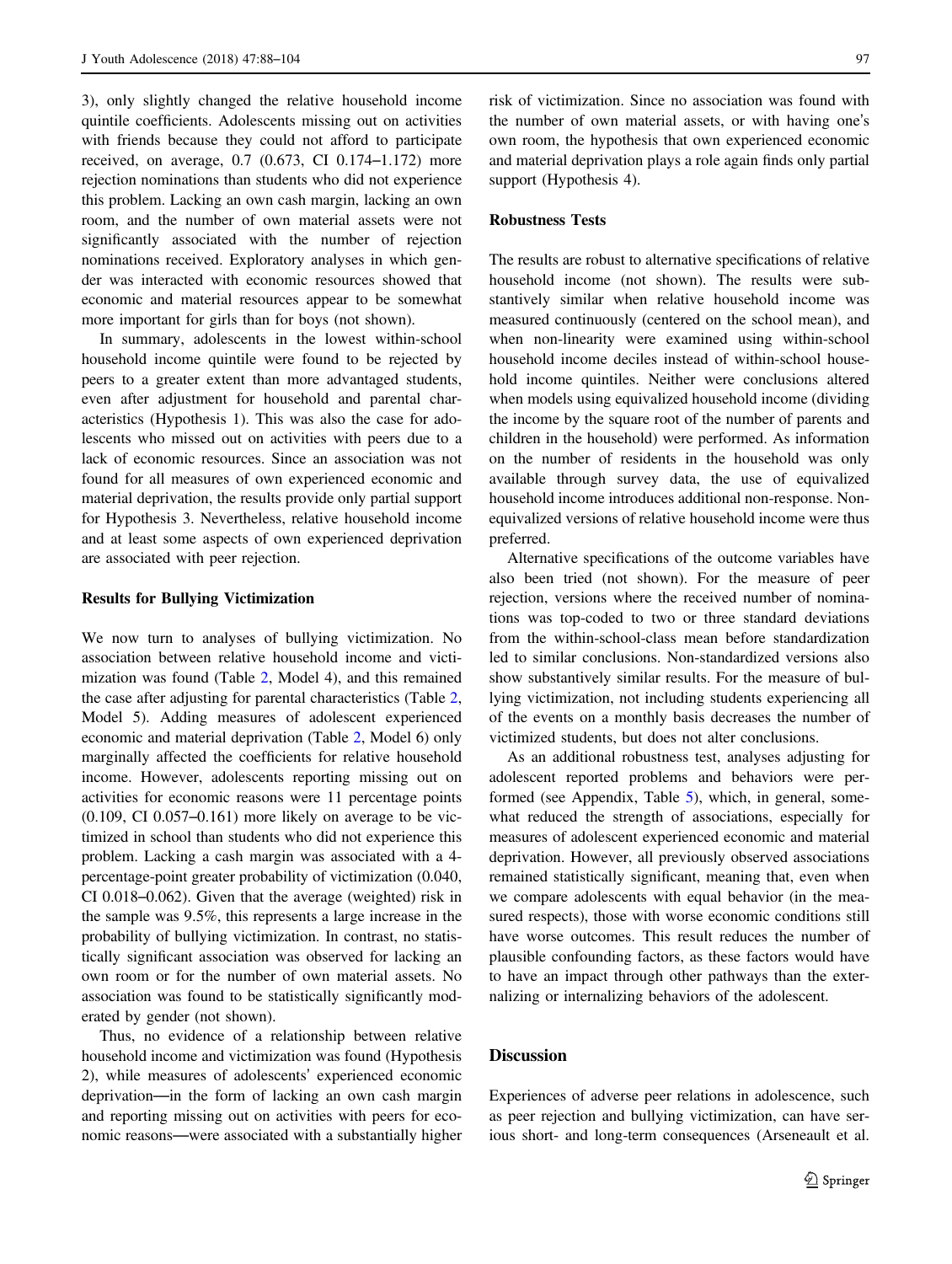3), only slightly changed the relative household income quintile coefficients. Adolescents missing out on activities with friends because they could not afford to participate received, on average, 0.7 (0.673, CI 0.174–1.172) more rejection nominations than students who did not experience this problem. Lacking an own cash margin, lacking an own room, and the number of own material assets were not significantly associated with the number of rejection nominations received. Exploratory analyses in which gender was interacted with economic resources showed that economic and material resources appear to be somewhat more important for girls than for boys (not shown).

In summary, adolescents in the lowest within-school household income quintile were found to be rejected by peers to a greater extent than more advantaged students, even after adjustment for household and parental characteristics (Hypothesis 1). This was also the case for adolescents who missed out on activities with peers due to a lack of economic resources. Since an association was not found for all measures of own experienced economic and material deprivation, the results provide only partial support for Hypothesis 3. Nevertheless, relative household income and at least some aspects of own experienced deprivation are associated with peer rejection.

### Results for Bullying Victimization

We now turn to analyses of bullying victimization. No association between relative household income and victimization was found (Table 2, Model 4), and this remained the case after adjusting for parental characteristics (Table 2, Model 5). Adding measures of adolescent experienced economic and material deprivation (Table 2, Model 6) only marginally affected the coefficients for relative household income. However, adolescents reporting missing out on activities for economic reasons were 11 percentage points (0.109, CI 0.057–0.161) more likely on average to be victimized in school than students who did not experience this problem. Lacking a cash margin was associated with a 4-percentage-point greater probability of victimization (0.040, CI 0.018–0.062). Given that the average (weighted) risk in the sample was 9.5%, this represents a large increase in the probability of bullying victimization. In contrast, no statistically significant association was observed for lacking an own room or for the number of own material assets. No association was found to be statistically significantly moderated by gender (not shown).

Thus, no evidence of a relationship between relative household income and victimization was found (Hypothesis 2), while measures of adolescents' experienced economic deprivation—in the form of lacking an own cash margin and reporting missing out on activities with peers for economic reasons—were associated with a substantially higher risk of victimization. Since no association was found with the number of own material assets, or with having one's own room, the hypothesis that own experienced economic and material deprivation plays a role again finds only partial support (Hypothesis 4).

### Robustness Tests

The results are robust to alternative specifications of relative household income (not shown). The results were substantively similar when relative household income was measured continuously (centered on the school mean), and when non-linearity were examined using within-school household income deciles instead of within-school household income quintiles. Neither were conclusions altered when models using equivalized household income (dividing the income by the square root of the number of parents and children in the household) were performed. As information on the number of residents in the household was only available through survey data, the use of equivalized household income introduces additional non-response. Non-equivalized versions of relative household income were thus preferred.

Alternative specifications of the outcome variables have also been tried (not shown). For the measure of peer rejection, versions where the received number of nominations was top-coded to two or three standard deviations from the within-school-class mean before standardization led to similar conclusions. Non-standardized versions also show substantively similar results. For the measure of bullying victimization, not including students experiencing all of the events on a monthly basis decreases the number of victimized students, but does not alter conclusions.

As an additional robustness test, analyses adjusting for adolescent reported problems and behaviors were performed (see Appendix, Table 5), which, in general, somewhat reduced the strength of associations, especially for measures of adolescent experienced economic and material deprivation. However, all previously observed associations remained statistically significant, meaning that, even when we compare adolescents with equal behavior (in the measured respects), those with worse economic conditions still have worse outcomes. This result reduces the number of plausible confounding factors, as these factors would have to have an impact through other pathways than the externalizing or internalizing behaviors of the adolescent.

## Discussion

Experiences of adverse peer relations in adolescence, such as peer rejection and bullying victimization, can have serious short- and long-term consequences (Arseneault et al.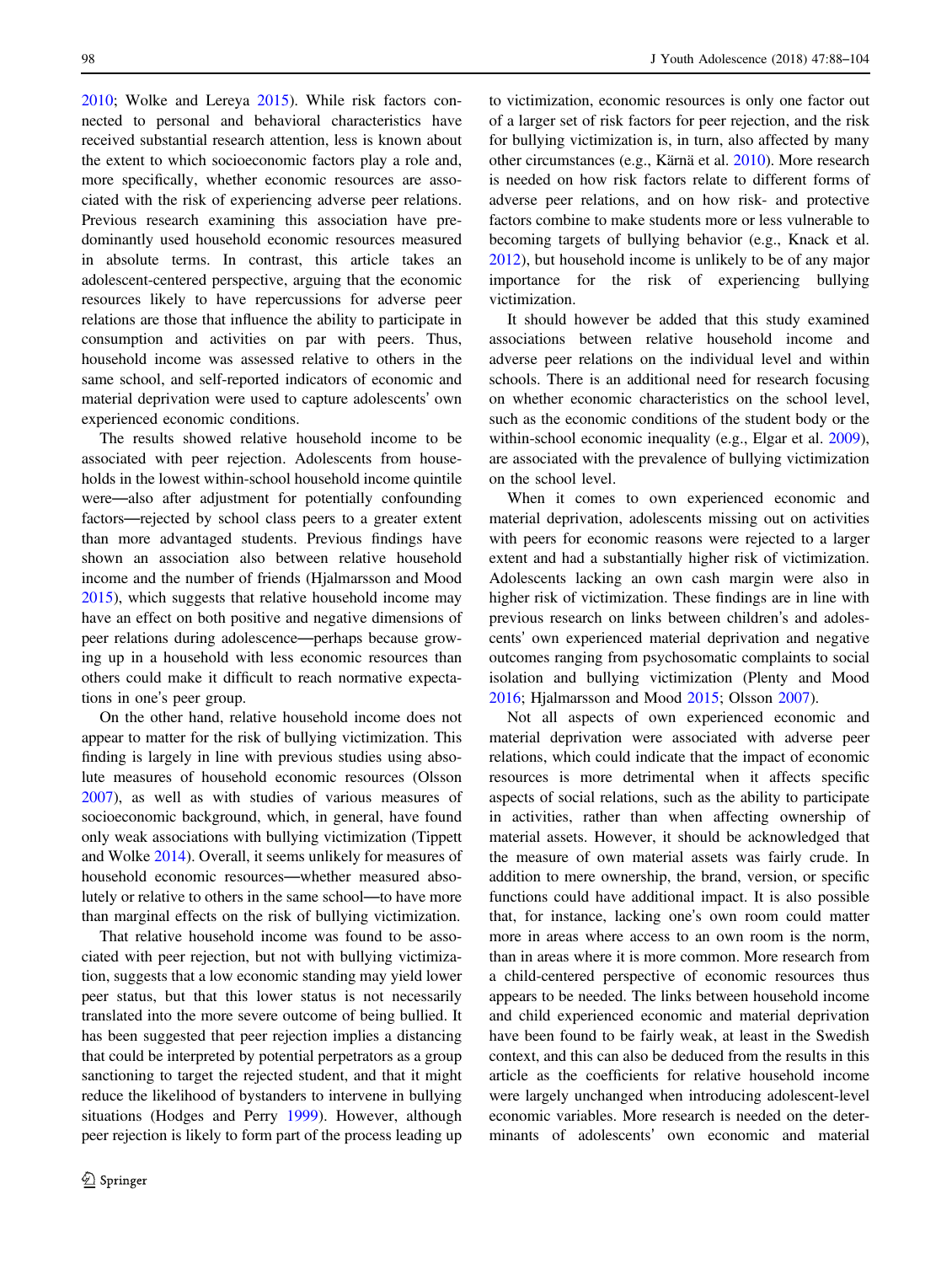2010; Wolke and Lereya 2015). While risk factors connected to personal and behavioral characteristics have received substantial research attention, less is known about the extent to which socioeconomic factors play a role and, more specifically, whether economic resources are associated with the risk of experiencing adverse peer relations. Previous research examining this association have predominantly used household economic resources measured in absolute terms. In contrast, this article takes an adolescent-centered perspective, arguing that the economic resources likely to have repercussions for adverse peer relations are those that influence the ability to participate in consumption and activities on par with peers. Thus, household income was assessed relative to others in the same school, and self-reported indicators of economic and material deprivation were used to capture adolescents' own experienced economic conditions.

The results showed relative household income to be associated with peer rejection. Adolescents from households in the lowest within-school household income quintile were—also after adjustment for potentially confounding factors—rejected by school class peers to a greater extent than more advantaged students. Previous findings have shown an association also between relative household income and the number of friends (Hjalmarsson and Mood 2015), which suggests that relative household income may have an effect on both positive and negative dimensions of peer relations during adolescence—perhaps because growing up in a household with less economic resources than others could make it difficult to reach normative expectations in one's peer group.

On the other hand, relative household income does not appear to matter for the risk of bullying victimization. This finding is largely in line with previous studies using absolute measures of household economic resources (Olsson 2007), as well as with studies of various measures of socioeconomic background, which, in general, have found only weak associations with bullying victimization (Tippett and Wolke 2014). Overall, it seems unlikely for measures of household economic resources—whether measured absolutely or relative to others in the same school—to have more than marginal effects on the risk of bullying victimization.

That relative household income was found to be associated with peer rejection, but not with bullying victimization, suggests that a low economic standing may yield lower peer status, but that this lower status is not necessarily translated into the more severe outcome of being bullied. It has been suggested that peer rejection implies a distancing that could be interpreted by potential perpetrators as a group sanctioning to target the rejected student, and that it might reduce the likelihood of bystanders to intervene in bullying situations (Hodges and Perry 1999). However, although peer rejection is likely to form part of the process leading up to victimization, economic resources is only one factor out of a larger set of risk factors for peer rejection, and the risk for bullying victimization is, in turn, also affected by many other circumstances (e.g., Kärnä et al. 2010). More research is needed on how risk factors relate to different forms of adverse peer relations, and on how risk- and protective factors combine to make students more or less vulnerable to becoming targets of bullying behavior (e.g., Knack et al. 2012), but household income is unlikely to be of any major importance for the risk of experiencing bullying victimization.

It should however be added that this study examined associations between relative household income and adverse peer relations on the individual level and within schools. There is an additional need for research focusing on whether economic characteristics on the school level, such as the economic conditions of the student body or the within-school economic inequality (e.g., Elgar et al. 2009), are associated with the prevalence of bullying victimization on the school level.

When it comes to own experienced economic and material deprivation, adolescents missing out on activities with peers for economic reasons were rejected to a larger extent and had a substantially higher risk of victimization. Adolescents lacking an own cash margin were also in higher risk of victimization. These findings are in line with previous research on links between children's and adolescents' own experienced material deprivation and negative outcomes ranging from psychosomatic complaints to social isolation and bullying victimization (Plenty and Mood 2016; Hjalmarsson and Mood 2015; Olsson 2007).

Not all aspects of own experienced economic and material deprivation were associated with adverse peer relations, which could indicate that the impact of economic resources is more detrimental when it affects specific aspects of social relations, such as the ability to participate in activities, rather than when affecting ownership of material assets. However, it should be acknowledged that the measure of own material assets was fairly crude. In addition to mere ownership, the brand, version, or specific functions could have additional impact. It is also possible that, for instance, lacking one's own room could matter more in areas where access to an own room is the norm, than in areas where it is more common. More research from a child-centered perspective of economic resources thus appears to be needed. The links between household income and child experienced economic and material deprivation have been found to be fairly weak, at least in the Swedish context, and this can also be deduced from the results in this article as the coefficients for relative household income were largely unchanged when introducing adolescent-level economic variables. More research is needed on the determinants of adolescents' own economic and material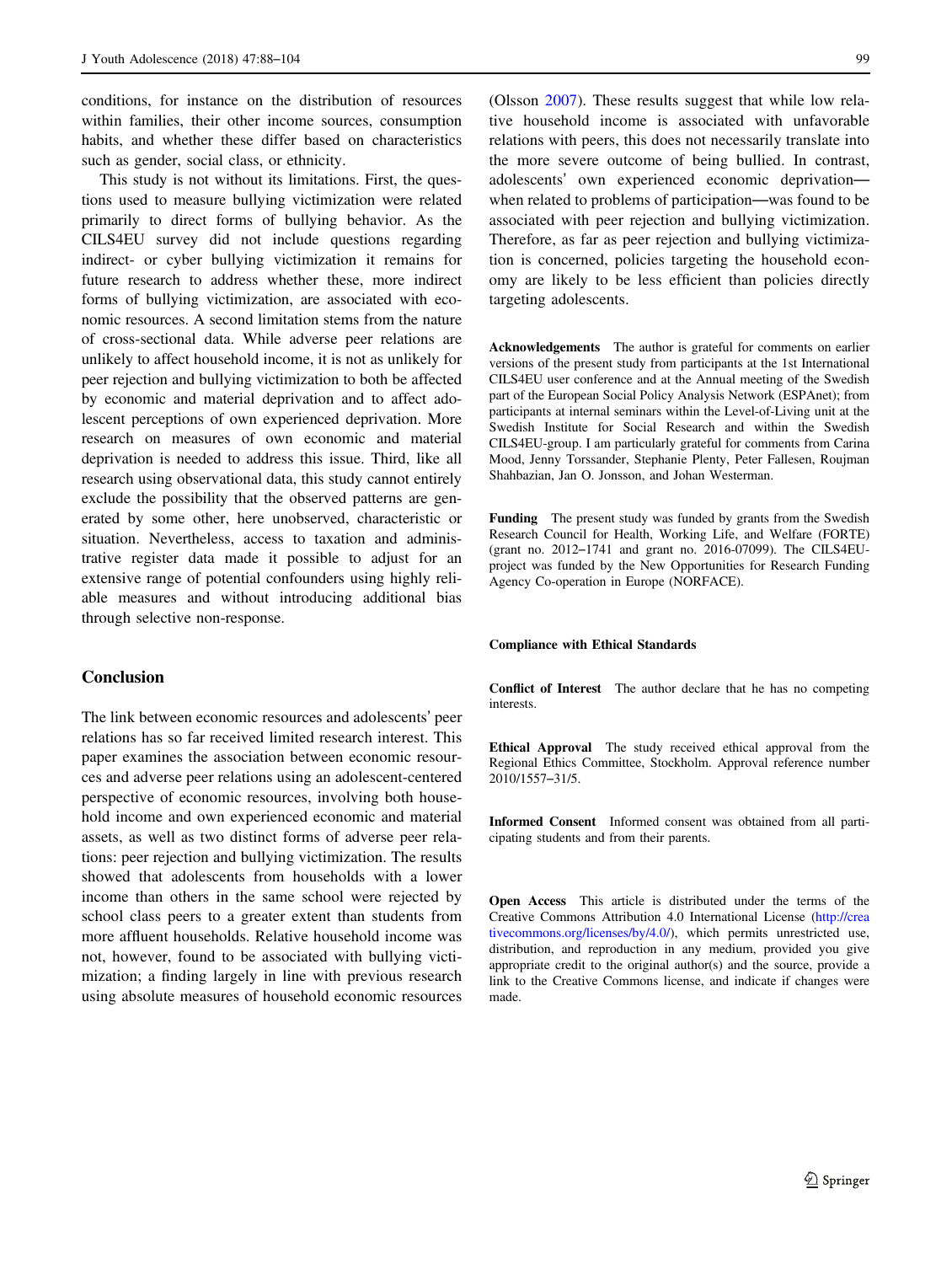conditions, for instance on the distribution of resources within families, their other income sources, consumption habits, and whether these differ based on characteristics such as gender, social class, or ethnicity.

This study is not without its limitations. First, the questions used to measure bullying victimization were related primarily to direct forms of bullying behavior. As the CILS4EU survey did not include questions regarding indirect- or cyber bullying victimization it remains for future research to address whether these, more indirect forms of bullying victimization, are associated with economic resources. A second limitation stems from the nature of cross-sectional data. While adverse peer relations are unlikely to affect household income, it is not as unlikely for peer rejection and bullying victimization to both be affected by economic and material deprivation and to affect adolescent perceptions of own experienced deprivation. More research on measures of own economic and material deprivation is needed to address this issue. Third, like all research using observational data, this study cannot entirely exclude the possibility that the observed patterns are generated by some other, here unobserved, characteristic or situation. Nevertheless, access to taxation and administrative register data made it possible to adjust for an extensive range of potential confounders using highly reliable measures and without introducing additional bias through selective non-response.

## Conclusion

The link between economic resources and adolescents' peer relations has so far received limited research interest. This paper examines the association between economic resources and adverse peer relations using an adolescent-centered perspective of economic resources, involving both household income and own experienced economic and material assets, as well as two distinct forms of adverse peer relations: peer rejection and bullying victimization. The results showed that adolescents from households with a lower income than others in the same school were rejected by school class peers to a greater extent than students from more affluent households. Relative household income was not, however, found to be associated with bullying victimization; a finding largely in line with previous research using absolute measures of household economic resources (Olsson 2007). These results suggest that while low relative household income is associated with unfavorable relations with peers, this does not necessarily translate into the more severe outcome of being bullied. In contrast, adolescents' own experienced economic deprivation—when related to problems of participation—was found to be associated with peer rejection and bullying victimization. Therefore, as far as peer rejection and bullying victimization is concerned, policies targeting the household economy are likely to be less efficient than policies directly targeting adolescents.

**Acknowledgements** The author is grateful for comments on earlier versions of the present study from participants at the 1st International CILS4EU user conference and at the Annual meeting of the Swedish part of the European Social Policy Analysis Network (ESPAnet); from participants at internal seminars within the Level-of-Living unit at the Swedish Institute for Social Research and within the Swedish CILS4EU-group. I am particularly grateful for comments from Carina Mood, Jenny Torssander, Stephanie Plenty, Peter Fallesen, Roujman Shahbazian, Jan O. Jonsson, and Johan Westerman.

**Funding** The present study was funded by grants from the Swedish Research Council for Health, Working Life, and Welfare (FORTE) (grant no. 2012–1741 and grant no. 2016-07099). The CILS4EU-project was funded by the New Opportunities for Research Funding Agency Co-operation in Europe (NORFACE).

**Compliance with Ethical Standards**

**Conflict of Interest** The author declare that he has no competing interests.

**Ethical Approval** The study received ethical approval from the Regional Ethics Committee, Stockholm. Approval reference number 2010/1557–31/5.

**Informed Consent** Informed consent was obtained from all participating students and from their parents.

**Open Access** This article is distributed under the terms of the Creative Commons Attribution 4.0 International License (http://creativecommons.org/licenses/by/4.0/), which permits unrestricted use, distribution, and reproduction in any medium, provided you give appropriate credit to the original author(s) and the source, provide a link to the Creative Commons license, and indicate if changes were made.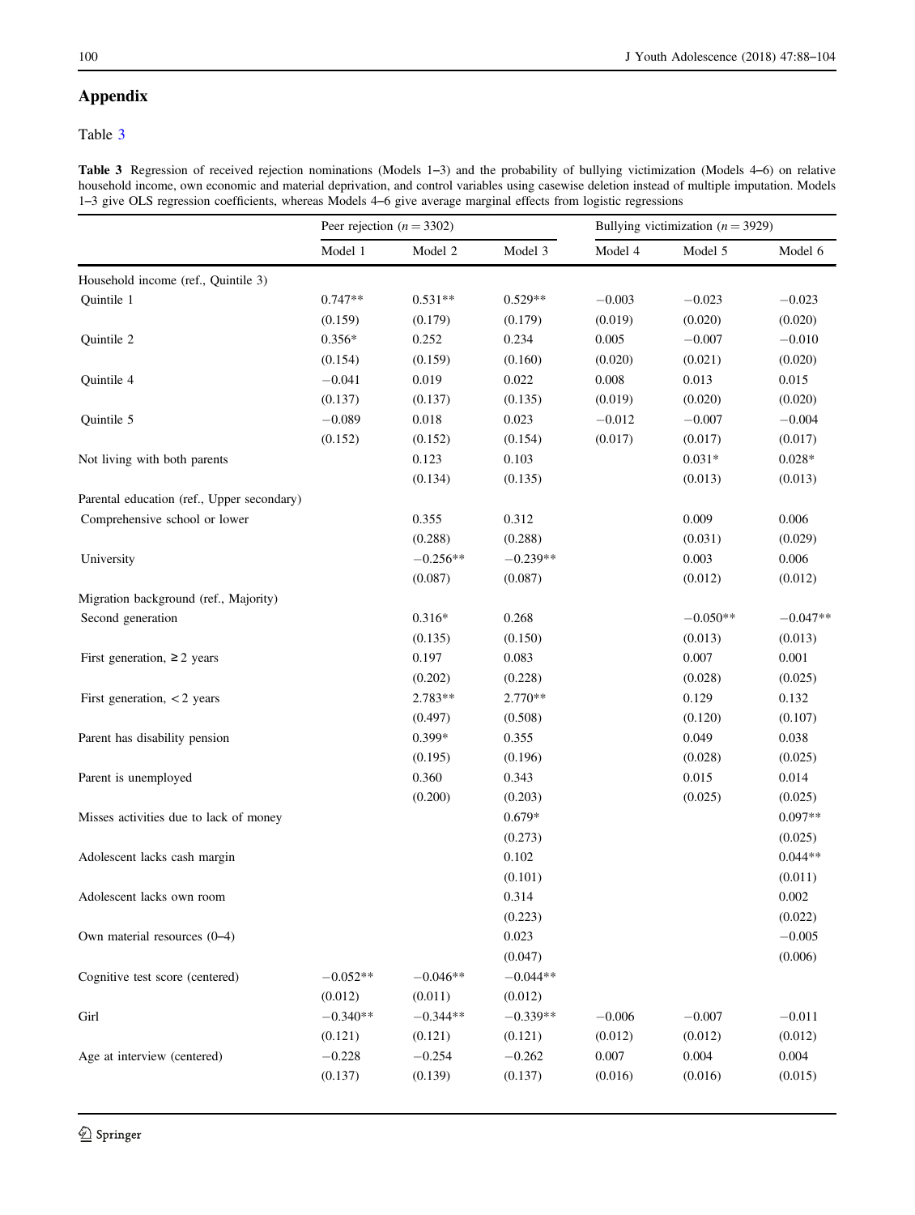## Appendix

Table 3

**Table 3** Regression of received rejection nominations (Models 1–3) and the probability of bullying victimization (Models 4–6) on relative household income, own economic and material deprivation, and control variables using casewise deletion instead of multiple imputation. Models 1–3 give OLS regression coefficients, whereas Models 4–6 give average marginal effects from logistic regressions

| | Peer rejection ($n = 3302$) | | | Bullying victimization ($n = 3929$) | | |
|---|---|---|---|---|---|---|
| | Model 1 | Model 2 | Model 3 | Model 4 | Model 5 | Model 6 |
| Household income (ref., Quintile 3) | | | | | | |
| Quintile 1 | 0.747** | 0.531** | 0.529** | −0.003 | −0.023 | −0.023 |
| | (0.159) | (0.179) | (0.179) | (0.019) | (0.020) | (0.020) |
| Quintile 2 | 0.356* | 0.252 | 0.234 | 0.005 | −0.007 | −0.010 |
| | (0.154) | (0.159) | (0.160) | (0.020) | (0.021) | (0.020) |
| Quintile 4 | −0.041 | 0.019 | 0.022 | 0.008 | 0.013 | 0.015 |
| | (0.137) | (0.137) | (0.135) | (0.019) | (0.020) | (0.020) |
| Quintile 5 | −0.089 | 0.018 | 0.023 | −0.012 | −0.007 | −0.004 |
| | (0.152) | (0.152) | (0.154) | (0.017) | (0.017) | (0.017) |
| Not living with both parents | | 0.123 | 0.103 | | 0.031* | 0.028* |
| | | (0.134) | (0.135) | | (0.013) | (0.013) |
| Parental education (ref., Upper secondary) | | | | | | |
| Comprehensive school or lower | | 0.355 | 0.312 | | 0.009 | 0.006 |
| | | (0.288) | (0.288) | | (0.031) | (0.029) |
| University | | −0.256** | −0.239** | | 0.003 | 0.006 |
| | | (0.087) | (0.087) | | (0.012) | (0.012) |
| Migration background (ref., Majority) | | | | | | |
| Second generation | | 0.316* | 0.268 | | −0.050** | −0.047** |
| | | (0.135) | (0.150) | | (0.013) | (0.013) |
| First generation, ≥ 2 years | | 0.197 | 0.083 | | 0.007 | 0.001 |
| | | (0.202) | (0.228) | | (0.028) | (0.025) |
| First generation, < 2 years | | 2.783** | 2.770** | | 0.129 | 0.132 |
| | | (0.497) | (0.508) | | (0.120) | (0.107) |
| Parent has disability pension | | 0.399* | 0.355 | | 0.049 | 0.038 |
| | | (0.195) | (0.196) | | (0.028) | (0.025) |
| Parent is unemployed | | 0.360 | 0.343 | | 0.015 | 0.014 |
| | | (0.200) | (0.203) | | (0.025) | (0.025) |
| Misses activities due to lack of money | | | 0.679* | | | 0.097** |
| | | | (0.273) | | | (0.025) |
| Adolescent lacks cash margin | | | 0.102 | | | 0.044** |
| | | | (0.101) | | | (0.011) |
| Adolescent lacks own room | | | 0.314 | | | 0.002 |
| | | | (0.223) | | | (0.022) |
| Own material resources (0–4) | | | 0.023 | | | −0.005 |
| | | | (0.047) | | | (0.006) |
| Cognitive test score (centered) | −0.052** | −0.046** | −0.044** | | | |
| | (0.012) | (0.011) | (0.012) | | | |
| Girl | −0.340** | −0.344** | −0.339** | −0.006 | −0.007 | −0.011 |
| | (0.121) | (0.121) | (0.121) | (0.012) | (0.012) | (0.012) |
| Age at interview (centered) | −0.228 | −0.254 | −0.262 | 0.007 | 0.004 | 0.004 |
| | (0.137) | (0.139) | (0.137) | (0.016) | (0.016) | (0.015) |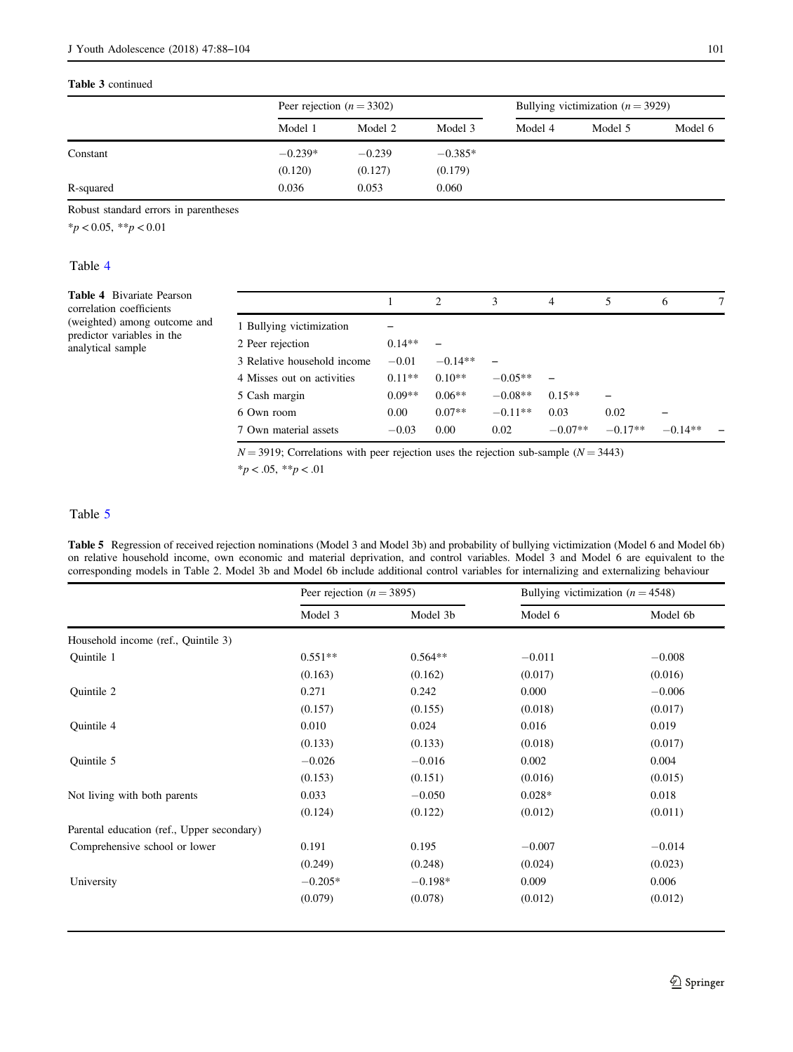**Table 3** continued

| | Peer rejection ($n = 3302$) | | | Bullying victimization ($n = 3929$) | | |
|---|---|---|---|---|---|---|
| | Model 1 | Model 2 | Model 3 | Model 4 | Model 5 | Model 6 |
| Constant | −0.239* | −0.239 | −0.385* | | | |
| | (0.120) | (0.127) | (0.179) | | | |
| R-squared | 0.036 | 0.053 | 0.060 | | | |

Robust standard errors in parentheses

*$p < 0.05$, **$p < 0.01$

Table 4

**Table 4** Bivariate Pearson correlation coefficients (weighted) among outcome and predictor variables in the analytical sample

| | 1 | 2 | 3 | 4 | 5 | 6 | 7 |
|---|---|---|---|---|---|---|---|
| 1 Bullying victimization | – | | | | | | |
| 2 Peer rejection | 0.14** | – | | | | | |
| 3 Relative household income | −0.01 | −0.14** | – | | | | |
| 4 Misses out on activities | 0.11** | 0.10** | −0.05** | – | | | |
| 5 Cash margin | 0.09** | 0.06** | −0.08** | 0.15** | – | | |
| 6 Own room | 0.00 | 0.07** | −0.11** | 0.03 | 0.02 | – | |
| 7 Own material assets | −0.03 | 0.00 | 0.02 | −0.07** | −0.17** | −0.14** | – |

$N = 3919$; Correlations with peer rejection uses the rejection sub-sample ($N = 3443$)

*$p < .05$, **$p < .01$

Table 5

**Table 5** Regression of received rejection nominations (Model 3 and Model 3b) and probability of bullying victimization (Model 6 and Model 6b) on relative household income, own economic and material deprivation, and control variables. Model 3 and Model 6 are equivalent to the corresponding models in Table 2. Model 3b and Model 6b include additional control variables for internalizing and externalizing behaviour

| | Peer rejection ($n = 3895$) | | Bullying victimization ($n = 4548$) | |
|---|---|---|---|---|
| | Model 3 | Model 3b | Model 6 | Model 6b |
| Household income (ref., Quintile 3) | | | | |
| Quintile 1 | 0.551** | 0.564** | −0.011 | −0.008 |
| | (0.163) | (0.162) | (0.017) | (0.016) |
| Quintile 2 | 0.271 | 0.242 | 0.000 | −0.006 |
| | (0.157) | (0.155) | (0.018) | (0.017) |
| Quintile 4 | 0.010 | 0.024 | 0.016 | 0.019 |
| | (0.133) | (0.133) | (0.018) | (0.017) |
| Quintile 5 | −0.026 | −0.016 | 0.002 | 0.004 |
| | (0.153) | (0.151) | (0.016) | (0.015) |
| Not living with both parents | 0.033 | −0.050 | 0.028* | 0.018 |
| | (0.124) | (0.122) | (0.012) | (0.011) |
| Parental education (ref., Upper secondary) | | | | |
| Comprehensive school or lower | 0.191 | 0.195 | −0.007 | −0.014 |
| | (0.249) | (0.248) | (0.024) | (0.023) |
| University | −0.205* | −0.198* | 0.009 | 0.006 |
| | (0.079) | (0.078) | (0.012) | (0.012) |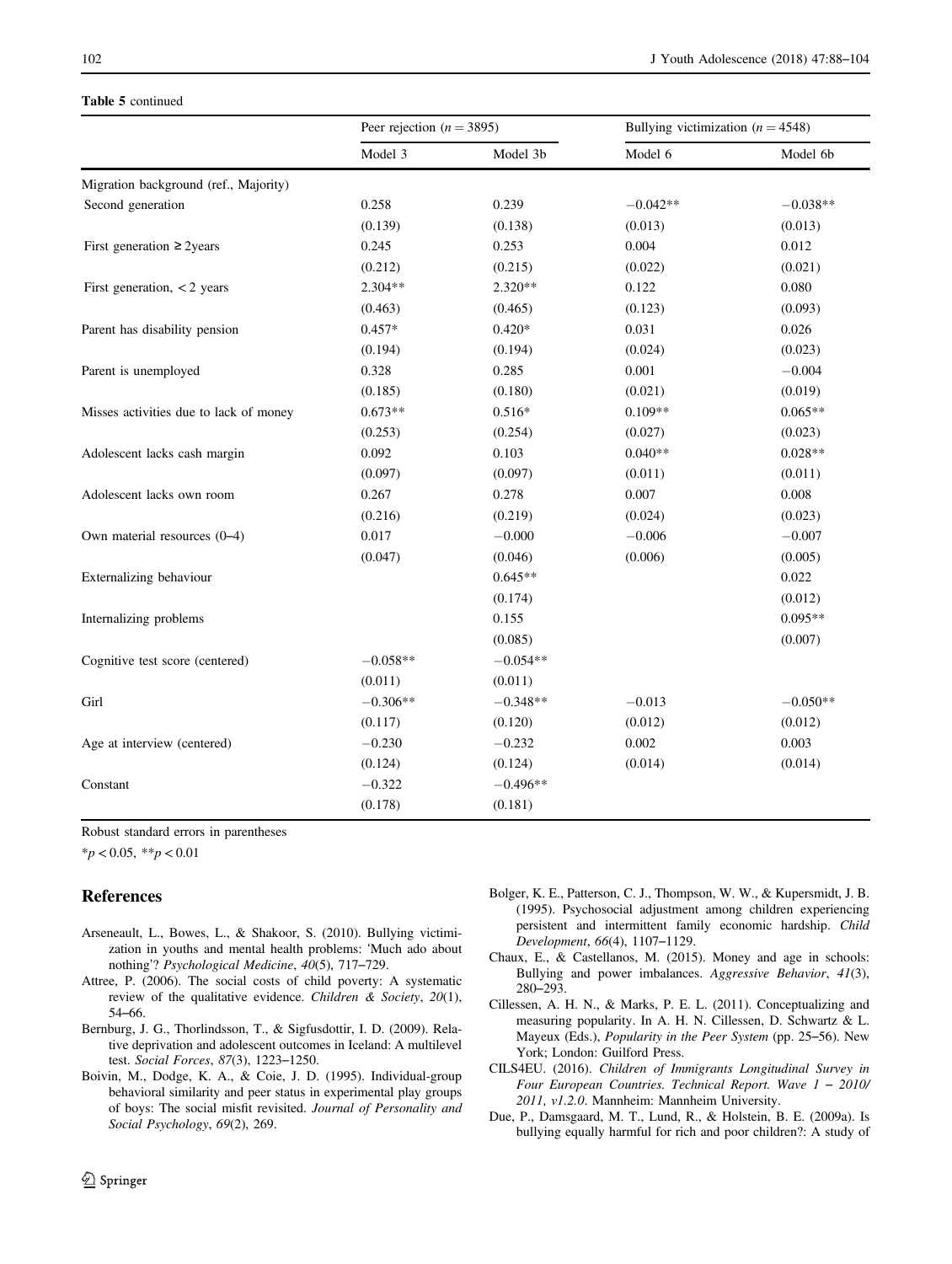**Table 5** continued

| | Peer rejection ($n = 3895$) | | Bullying victimization ($n = 4548$) | |
|---|---|---|---|---|
| | Model 3 | Model 3b | Model 6 | Model 6b |
| Migration background (ref., Majority) | | | | |
| Second generation | 0.258 | 0.239 | −0.042** | −0.038** |
| | (0.139) | (0.138) | (0.013) | (0.013) |
| First generation ≥ 2years | 0.245 | 0.253 | 0.004 | 0.012 |
| | (0.212) | (0.215) | (0.022) | (0.021) |
| First generation, < 2 years | 2.304** | 2.320** | 0.122 | 0.080 |
| | (0.463) | (0.465) | (0.123) | (0.093) |
| Parent has disability pension | 0.457* | 0.420* | 0.031 | 0.026 |
| | (0.194) | (0.194) | (0.024) | (0.023) |
| Parent is unemployed | 0.328 | 0.285 | 0.001 | −0.004 |
| | (0.185) | (0.180) | (0.021) | (0.019) |
| Misses activities due to lack of money | 0.673** | 0.516* | 0.109** | 0.065** |
| | (0.253) | (0.254) | (0.027) | (0.023) |
| Adolescent lacks cash margin | 0.092 | 0.103 | 0.040** | 0.028** |
| | (0.097) | (0.097) | (0.011) | (0.011) |
| Adolescent lacks own room | 0.267 | 0.278 | 0.007 | 0.008 |
| | (0.216) | (0.219) | (0.024) | (0.023) |
| Own material resources (0–4) | 0.017 | −0.000 | −0.006 | −0.007 |
| | (0.047) | (0.046) | (0.006) | (0.005) |
| Externalizing behaviour | | 0.645** | | 0.022 |
| | | (0.174) | | (0.012) |
| Internalizing problems | | 0.155 | | 0.095** |
| | | (0.085) | | (0.007) |
| Cognitive test score (centered) | −0.058** | −0.054** | | |
| | (0.011) | (0.011) | | |
| Girl | −0.306** | −0.348** | −0.013 | −0.050** |
| | (0.117) | (0.120) | (0.012) | (0.012) |
| Age at interview (centered) | −0.230 | −0.232 | 0.002 | 0.003 |
| | (0.124) | (0.124) | (0.014) | (0.014) |
| Constant | −0.322 | −0.496** | | |
| | (0.178) | (0.181) | | |

Robust standard errors in parentheses

*$p < 0.05$, **$p < 0.01$

## References

Arseneault, L., Bowes, L., & Shakoor, S. (2010). Bullying victimization in youths and mental health problems: 'Much ado about nothing'? *Psychological Medicine*, *40*(5), 717–729.

Attree, P. (2006). The social costs of child poverty: A systematic review of the qualitative evidence. *Children & Society*, *20*(1), 54–66.

Bernburg, J. G., Thorlindsson, T., & Sigfusdottir, I. D. (2009). Relative deprivation and adolescent outcomes in Iceland: A multilevel test. *Social Forces*, *87*(3), 1223–1250.

Boivin, M., Dodge, K. A., & Coie, J. D. (1995). Individual-group behavioral similarity and peer status in experimental play groups of boys: The social misfit revisited. *Journal of Personality and Social Psychology*, *69*(2), 269.

Bolger, K. E., Patterson, C. J., Thompson, W. W., & Kupersmidt, J. B. (1995). Psychosocial adjustment among children experiencing persistent and intermittent family economic hardship. *Child Development*, *66*(4), 1107–1129.

Chaux, E., & Castellanos, M. (2015). Money and age in schools: Bullying and power imbalances. *Aggressive Behavior*, *41*(3), 280–293.

Cillessen, A. H. N., & Marks, P. E. L. (2011). Conceptualizing and measuring popularity. In A. H. N. Cillessen, D. Schwartz & L. Mayeux (Eds.), *Popularity in the Peer System* (pp. 25–56). New York; London: Guilford Press.

CILS4EU. (2016). *Children of Immigrants Longitudinal Survey in Four European Countries. Technical Report. Wave 1 – 2010/2011, v1.2.0*. Mannheim: Mannheim University.

Due, P., Damsgaard, M. T., Lund, R., & Holstein, B. E. (2009a). Is bullying equally harmful for rich and poor children?: A study of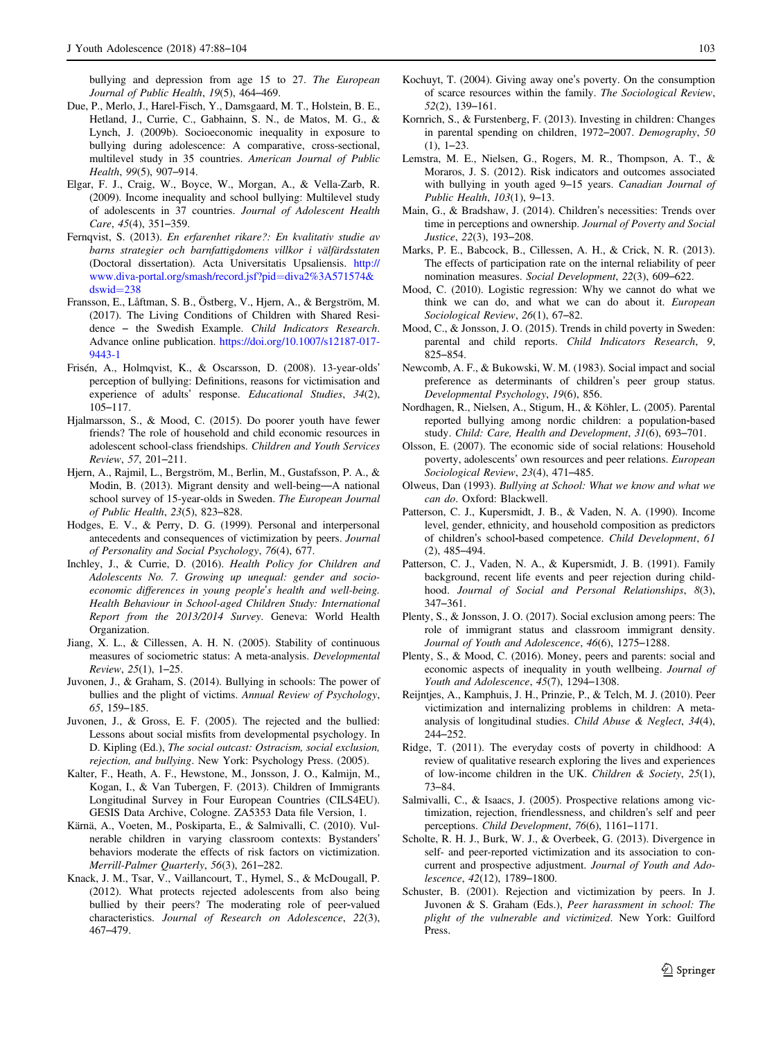bullying and depression from age 15 to 27. *The European Journal of Public Health*, *19*(5), 464–469.

Due, P., Merlo, J., Harel-Fisch, Y., Damsgaard, M. T., Holstein, B. E., Hetland, J., Currie, C., Gabhainn, S. N., de Matos, M. G., & Lynch, J. (2009b). Socioeconomic inequality in exposure to bullying during adolescence: A comparative, cross-sectional, multilevel study in 35 countries. *American Journal of Public Health*, *99*(5), 907–914.

Elgar, F. J., Craig, W., Boyce, W., Morgan, A., & Vella-Zarb, R. (2009). Income inequality and school bullying: Multilevel study of adolescents in 37 countries. *Journal of Adolescent Health Care*, *45*(4), 351–359.

Fernqvist, S. (2013). *En erfarenhet rikare?: En kvalitativ studie av barns strategier och barnfattigdomens villkor i välfärdsstaten* (Doctoral dissertation). Acta Universitatis Upsaliensis. http://www.diva-portal.org/smash/record.jsf?pid=diva2%3A571574&dswid=238

Fransson, E., Låftman, S. B., Östberg, V., Hjern, A., & Bergström, M. (2017). The Living Conditions of Children with Shared Residence – the Swedish Example. *Child Indicators Research*. Advance online publication. https://doi.org/10.1007/s12187-017-9443-1

Frisén, A., Holmqvist, K., & Oscarsson, D. (2008). 13-year-olds' perception of bullying: Definitions, reasons for victimisation and experience of adults' response. *Educational Studies*, *34*(2), 105–117.

Hjalmarsson, S., & Mood, C. (2015). Do poorer youth have fewer friends? The role of household and child economic resources in adolescent school-class friendships. *Children and Youth Services Review*, *57*, 201–211.

Hjern, A., Rajmil, L., Bergström, M., Berlin, M., Gustafsson, P. A., & Modin, B. (2013). Migrant density and well-being—A national school survey of 15-year-olds in Sweden. *The European Journal of Public Health*, *23*(5), 823–828.

Hodges, E. V., & Perry, D. G. (1999). Personal and interpersonal antecedents and consequences of victimization by peers. *Journal of Personality and Social Psychology*, *76*(4), 677.

Inchley, J., & Currie, D. (2016). *Health Policy for Children and Adolescents No. 7. Growing up unequal: gender and socioeconomic differences in young people's health and well-being. Health Behaviour in School-aged Children Study: International Report from the 2013/2014 Survey*. Geneva: World Health Organization.

Jiang, X. L., & Cillessen, A. H. N. (2005). Stability of continuous measures of sociometric status: A meta-analysis. *Developmental Review*, *25*(1), 1–25.

Juvonen, J., & Graham, S. (2014). Bullying in schools: The power of bullies and the plight of victims. *Annual Review of Psychology*, *65*, 159–185.

Juvonen, J., & Gross, E. F. (2005). The rejected and the bullied: Lessons about social misfits from developmental psychology. In D. Kipling (Ed.), *The social outcast: Ostracism, social exclusion, rejection, and bullying*. New York: Psychology Press. (2005).

Kalter, F., Heath, A. F., Hewstone, M., Jonsson, J. O., Kalmijn, M., Kogan, I., & Van Tubergen, F. (2013). Children of Immigrants Longitudinal Survey in Four European Countries (CILS4EU). GESIS Data Archive, Cologne. ZA5353 Data file Version, 1.

Kärnä, A., Voeten, M., Poskiparta, E., & Salmivalli, C. (2010). Vulnerable children in varying classroom contexts: Bystanders' behaviors moderate the effects of risk factors on victimization. *Merrill-Palmer Quarterly*, *56*(3), 261–282.

Knack, J. M., Tsar, V., Vaillancourt, T., Hymel, S., & McDougall, P. (2012). What protects rejected adolescents from also being bullied by their peers? The moderating role of peer-valued characteristics. *Journal of Research on Adolescence*, *22*(3), 467–479.

Kochuyt, T. (2004). Giving away one's poverty. On the consumption of scarce resources within the family. *The Sociological Review*, *52*(2), 139–161.

Kornrich, S., & Furstenberg, F. (2013). Investing in children: Changes in parental spending on children, 1972–2007. *Demography*, *50* (1), 1–23.

Lemstra, M. E., Nielsen, G., Rogers, M. R., Thompson, A. T., & Moraros, J. S. (2012). Risk indicators and outcomes associated with bullying in youth aged 9–15 years. *Canadian Journal of Public Health*, *103*(1), 9–13.

Main, G., & Bradshaw, J. (2014). Children's necessities: Trends over time in perceptions and ownership. *Journal of Poverty and Social Justice*, *22*(3), 193–208.

Marks, P. E., Babcock, B., Cillessen, A. H., & Crick, N. R. (2013). The effects of participation rate on the internal reliability of peer nomination measures. *Social Development*, *22*(3), 609–622.

Mood, C. (2010). Logistic regression: Why we cannot do what we think we can do, and what we can do about it. *European Sociological Review*, *26*(1), 67–82.

Mood, C., & Jonsson, J. O. (2015). Trends in child poverty in Sweden: parental and child reports. *Child Indicators Research*, *9*, 825–854.

Newcomb, A. F., & Bukowski, W. M. (1983). Social impact and social preference as determinants of children's peer group status. *Developmental Psychology*, *19*(6), 856.

Nordhagen, R., Nielsen, A., Stigum, H., & Köhler, L. (2005). Parental reported bullying among nordic children: a population-based study. *Child: Care, Health and Development*, *31*(6), 693–701.

Olsson, E. (2007). The economic side of social relations: Household poverty, adolescents' own resources and peer relations. *European Sociological Review*, *23*(4), 471–485.

Olweus, Dan (1993). *Bullying at School: What we know and what we can do*. Oxford: Blackwell.

Patterson, C. J., Kupersmidt, J. B., & Vaden, N. A. (1990). Income level, gender, ethnicity, and household composition as predictors of children's school-based competence. *Child Development*, *61* (2), 485–494.

Patterson, C. J., Vaden, N. A., & Kupersmidt, J. B. (1991). Family background, recent life events and peer rejection during childhood. *Journal of Social and Personal Relationships*, *8*(3), 347–361.

Plenty, S., & Jonsson, J. O. (2017). Social exclusion among peers: The role of immigrant status and classroom immigrant density. *Journal of Youth and Adolescence*, *46*(6), 1275–1288.

Plenty, S., & Mood, C. (2016). Money, peers and parents: social and economic aspects of inequality in youth wellbeing. *Journal of Youth and Adolescence*, *45*(7), 1294–1308.

Reijntjes, A., Kamphuis, J. H., Prinzie, P., & Telch, M. J. (2010). Peer victimization and internalizing problems in children: A meta-analysis of longitudinal studies. *Child Abuse & Neglect*, *34*(4), 244–252.

Ridge, T. (2011). The everyday costs of poverty in childhood: A review of qualitative research exploring the lives and experiences of low-income children in the UK. *Children & Society*, *25*(1), 73–84.

Salmivalli, C., & Isaacs, J. (2005). Prospective relations among victimization, rejection, friendlessness, and children's self and peer perceptions. *Child Development*, *76*(6), 1161–1171.

Scholte, R. H. J., Burk, W. J., & Overbeek, G. (2013). Divergence in self- and peer-reported victimization and its association to concurrent and prospective adjustment. *Journal of Youth and Adolescence*, *42*(12), 1789–1800.

Schuster, B. (2001). Rejection and victimization by peers. In J. Juvonen & S. Graham (Eds.), *Peer harassment in school: The plight of the vulnerable and victimized*. New York: Guilford Press.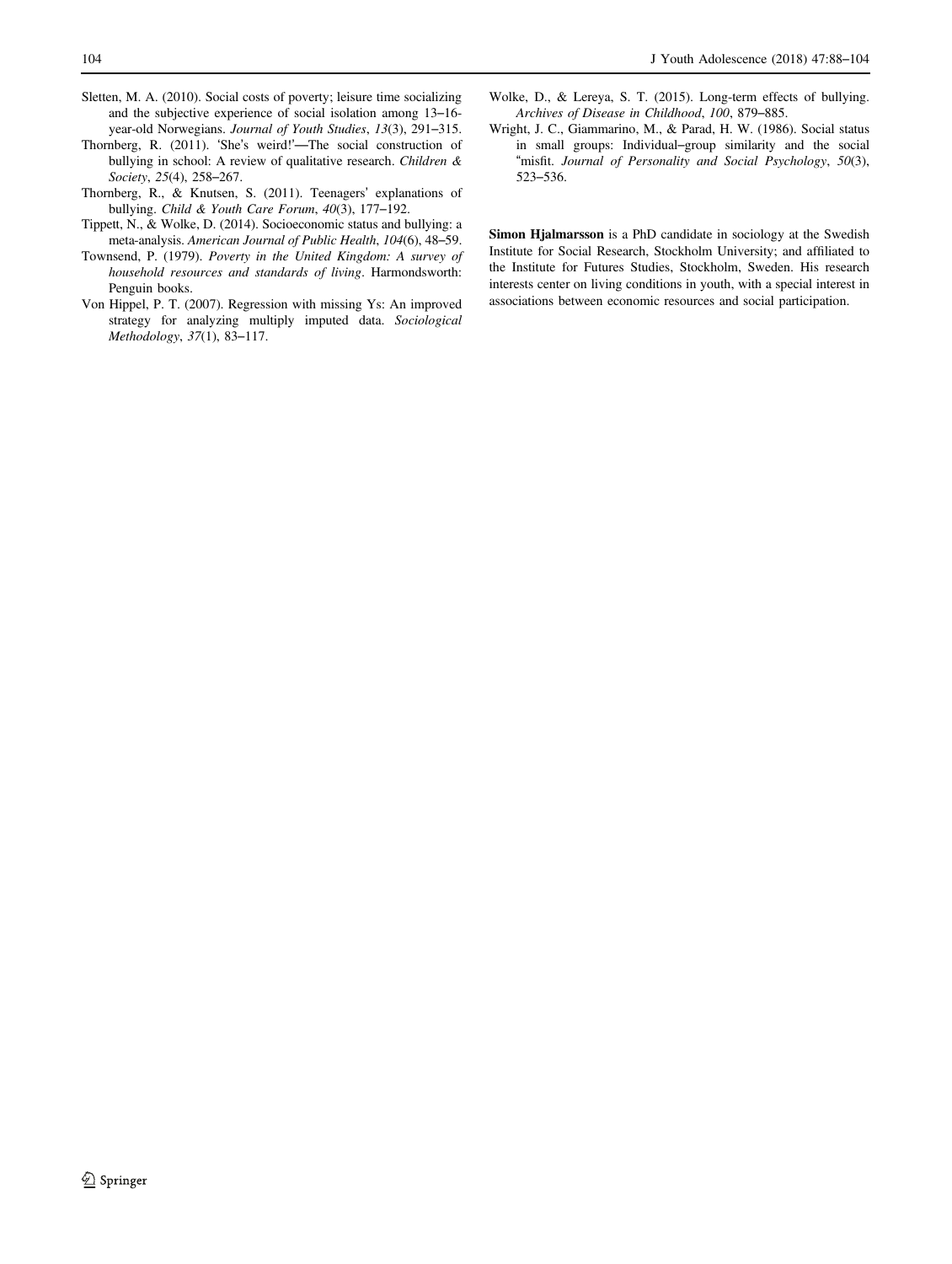Sletten, M. A. (2010). Social costs of poverty; leisure time socializing and the subjective experience of social isolation among 13–16-year-old Norwegians. *Journal of Youth Studies*, *13*(3), 291–315.

Thornberg, R. (2011). 'She's weird!'—The social construction of bullying in school: A review of qualitative research. *Children & Society*, *25*(4), 258–267.

Thornberg, R., & Knutsen, S. (2011). Teenagers' explanations of bullying. *Child & Youth Care Forum*, *40*(3), 177–192.

Tippett, N., & Wolke, D. (2014). Socioeconomic status and bullying: a meta-analysis. *American Journal of Public Health*, *104*(6), 48–59.

Townsend, P. (1979). *Poverty in the United Kingdom: A survey of household resources and standards of living*. Harmondsworth: Penguin books.

Von Hippel, P. T. (2007). Regression with missing Ys: An improved strategy for analyzing multiply imputed data. *Sociological Methodology*, *37*(1), 83–117.

Wolke, D., & Lereya, S. T. (2015). Long-term effects of bullying. *Archives of Disease in Childhood*, *100*, 879–885.

Wright, J. C., Giammarino, M., & Parad, H. W. (1986). Social status in small groups: Individual–group similarity and the social "misfit. *Journal of Personality and Social Psychology*, *50*(3), 523–536.

**Simon Hjalmarsson** is a PhD candidate in sociology at the Swedish Institute for Social Research, Stockholm University; and affiliated to the Institute for Futures Studies, Stockholm, Sweden. His research interests center on living conditions in youth, with a special interest in associations between economic resources and social participation.